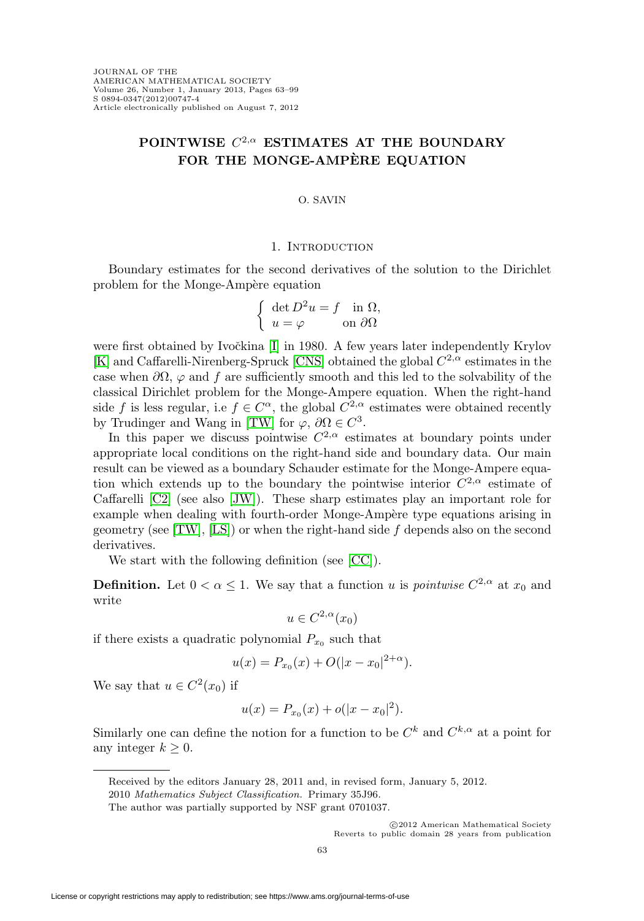# POINTWISE $C^{2,\alpha}$ ESTIMATES AT THE BOUNDARY FOR THE MONGE-AMPÈRE EQUATION

O. SAVIN

## 1. Introduction

Boundary estimates for the second derivatives of the solution to the Dirichlet problem for the Monge-Ampère equation

$$\begin{cases} \det D^2 u = f & \text{in } \Omega, \\ u = \varphi & \text{on } \partial\Omega \end{cases}$$

were first obtained by Ivočkina [I] in 1980. A few years later independently Krylov [K] and Caffarelli-Nirenberg-Spruck [CNS] obtained the global $C^{2,\alpha}$ estimates in the case when $\partial\Omega$, $\varphi$ and $f$ are sufficiently smooth and this led to the solvability of the classical Dirichlet problem for the Monge-Ampere equation. When the right-hand side $f$ is less regular, i.e $f \in C^\alpha$, the global $C^{2,\alpha}$ estimates were obtained recently by Trudinger and Wang in [TW] for $\varphi$, $\partial\Omega \in C^3$.

In this paper we discuss pointwise $C^{2,\alpha}$ estimates at boundary points under appropriate local conditions on the right-hand side and boundary data. Our main result can be viewed as a boundary Schauder estimate for the Monge-Ampere equation which extends up to the boundary the pointwise interior $C^{2,\alpha}$ estimate of Caffarelli [C2] (see also [JW]). These sharp estimates play an important role for example when dealing with fourth-order Monge-Ampère type equations arising in geometry (see [TW], [LS]) or when the right-hand side $f$ depends also on the second derivatives.

We start with the following definition (see [CC]).

**Definition.** Let $0 < \alpha \leq 1$. We say that a function $u$ is *pointwise* $C^{2,\alpha}$ at $x_0$ and write

$$u \in C^{2,\alpha}(x_0)$$

if there exists a quadratic polynomial $P_{x_0}$ such that

$$u(x) = P_{x_0}(x) + O(|x - x_0|^{2+\alpha}).$$

We say that $u \in C^2(x_0)$ if

$$u(x) = P_{x_0}(x) + o(|x - x_0|^2).$$

Similarly one can define the notion for a function to be $C^k$ and $C^{k,\alpha}$ at a point for any integer $k \geq 0$.

---

Received by the editors January 28, 2011 and, in revised form, January 5, 2012.

2010 *Mathematics Subject Classification.* Primary 35J96.

The author was partially supported by NSF grant 0701037.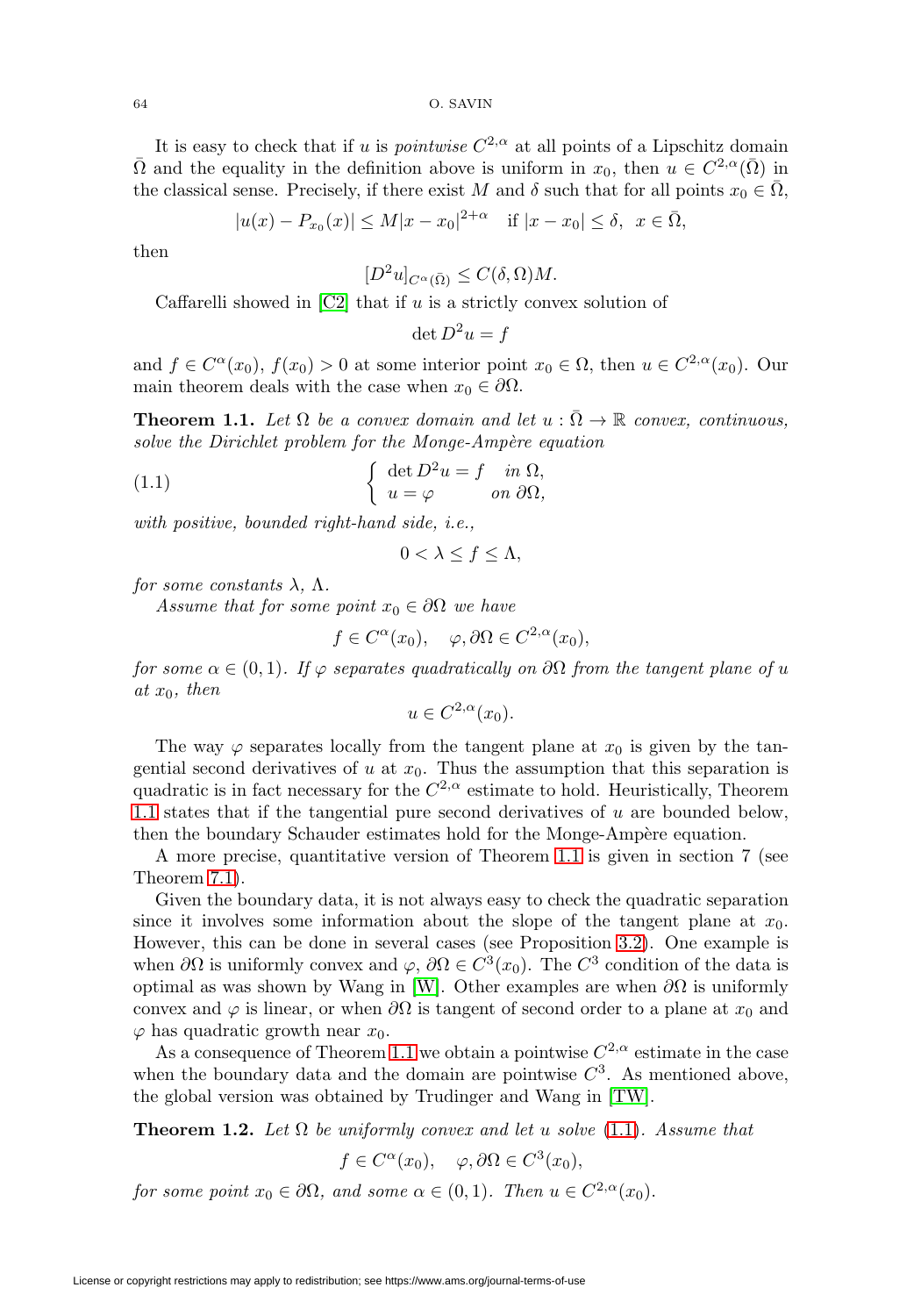It is easy to check that if $u$ is *pointwise* $C^{2,\alpha}$ at all points of a Lipschitz domain $\bar{\Omega}$ and the equality in the definition above is uniform in $x_0$, then $u \in C^{2,\alpha}(\bar{\Omega})$ in the classical sense. Precisely, if there exist $M$ and $\delta$ such that for all points $x_0 \in \bar{\Omega}$,

$$|u(x) - P_{x_0}(x)| \leq M|x - x_0|^{2+\alpha} \quad \text{if } |x - x_0| \leq \delta, \;\; x \in \bar{\Omega},$$

then

$$[D^2 u]_{C^\alpha(\bar{\Omega})} \leq C(\delta, \Omega) M.$$

Caffarelli showed in [C2] that if $u$ is a strictly convex solution of

$$\det D^2 u = f$$

and $f \in C^\alpha(x_0)$, $f(x_0) > 0$ at some interior point $x_0 \in \Omega$, then $u \in C^{2,\alpha}(x_0)$. Our main theorem deals with the case when $x_0 \in \partial\Omega$.

**Theorem 1.1.** *Let $\Omega$ be a convex domain and let $u : \bar{\Omega} \to \mathbb{R}$ convex, continuous, solve the Dirichlet problem for the Monge-Ampère equation*

$$\begin{cases} \det D^2 u = f & \text{in } \Omega, \\ u = \varphi & \text{on } \partial\Omega, \end{cases} \tag{1.1}$$

*with positive, bounded right-hand side, i.e.,*

$$0 < \lambda \leq f \leq \Lambda,$$

*for some constants $\lambda$, $\Lambda$.*

*Assume that for some point $x_0 \in \partial\Omega$ we have*

$$f \in C^\alpha(x_0), \quad \varphi, \partial\Omega \in C^{2,\alpha}(x_0),$$

*for some $\alpha \in (0, 1)$. If $\varphi$ separates quadratically on $\partial\Omega$ from the tangent plane of $u$ at $x_0$, then*

$$u \in C^{2,\alpha}(x_0).$$

The way $\varphi$ separates locally from the tangent plane at $x_0$ is given by the tangential second derivatives of $u$ at $x_0$. Thus the assumption that this separation is quadratic is in fact necessary for the $C^{2,\alpha}$ estimate to hold. Heuristically, Theorem 1.1 states that if the tangential pure second derivatives of $u$ are bounded below, then the boundary Schauder estimates hold for the Monge-Ampère equation.

A more precise, quantitative version of Theorem 1.1 is given in section 7 (see Theorem 7.1).

Given the boundary data, it is not always easy to check the quadratic separation since it involves some information about the slope of the tangent plane at $x_0$. However, this can be done in several cases (see Proposition 3.2). One example is when $\partial\Omega$ is uniformly convex and $\varphi$, $\partial\Omega \in C^3(x_0)$. The $C^3$ condition of the data is optimal as was shown by Wang in [W]. Other examples are when $\partial\Omega$ is uniformly convex and $\varphi$ is linear, or when $\partial\Omega$ is tangent of second order to a plane at $x_0$ and $\varphi$ has quadratic growth near $x_0$.

As a consequence of Theorem 1.1 we obtain a pointwise $C^{2,\alpha}$ estimate in the case when the boundary data and the domain are pointwise $C^3$. As mentioned above, the global version was obtained by Trudinger and Wang in [TW].

**Theorem 1.2.** *Let $\Omega$ be uniformly convex and let $u$ solve (1.1). Assume that*

$$f \in C^\alpha(x_0), \quad \varphi, \partial\Omega \in C^3(x_0),$$

*for some point $x_0 \in \partial\Omega$, and some $\alpha \in (0, 1)$. Then $u \in C^{2,\alpha}(x_0)$.*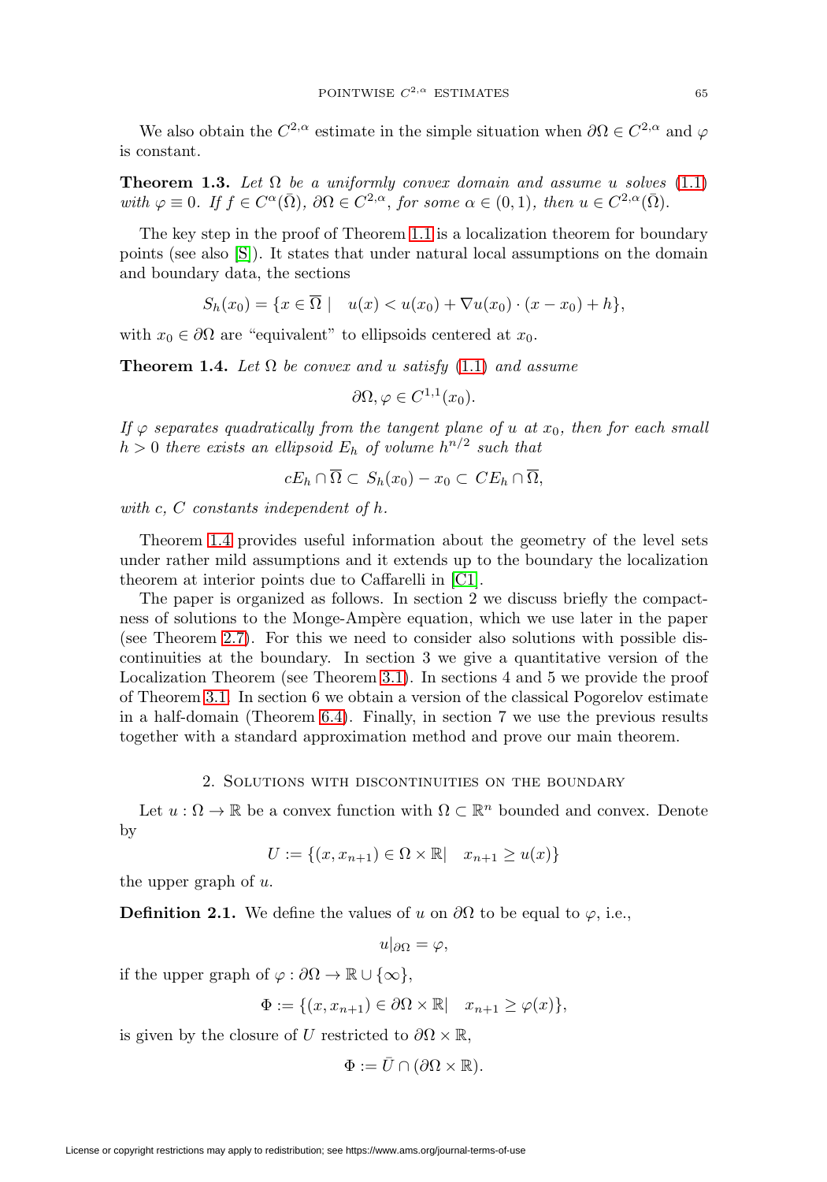We also obtain the $C^{2,\alpha}$ estimate in the simple situation when $\partial\Omega \in C^{2,\alpha}$ and $\varphi$ is constant.

**Theorem 1.3.** *Let $\Omega$ be a uniformly convex domain and assume $u$ solves (1.1) with $\varphi \equiv 0$. If $f \in C^\alpha(\bar{\Omega})$, $\partial\Omega \in C^{2,\alpha}$, for some $\alpha \in (0,1)$, then $u \in C^{2,\alpha}(\bar{\Omega})$.*

The key step in the proof of Theorem 1.1 is a localization theorem for boundary points (see also [S]). It states that under natural local assumptions on the domain and boundary data, the sections

$$S_h(x_0) = \{x \in \overline{\Omega} \mid \quad u(x) < u(x_0) + \nabla u(x_0) \cdot (x - x_0) + h\},$$

with $x_0 \in \partial\Omega$ are "equivalent" to ellipsoids centered at $x_0$.

**Theorem 1.4.** *Let $\Omega$ be convex and $u$ satisfy (1.1) and assume*

$$\partial\Omega, \varphi \in C^{1,1}(x_0).$$

*If $\varphi$ separates quadratically from the tangent plane of $u$ at $x_0$, then for each small $h > 0$ there exists an ellipsoid $E_h$ of volume $h^{n/2}$ such that*

$$cE_h \cap \overline{\Omega} \subset S_h(x_0) - x_0 \subset CE_h \cap \overline{\Omega},$$

*with $c$, $C$ constants independent of $h$.*

Theorem 1.4 provides useful information about the geometry of the level sets under rather mild assumptions and it extends up to the boundary the localization theorem at interior points due to Caffarelli in [C1].

The paper is organized as follows. In section 2 we discuss briefly the compactness of solutions to the Monge-Ampère equation, which we use later in the paper (see Theorem 2.7). For this we need to consider also solutions with possible discontinuities at the boundary. In section 3 we give a quantitative version of the Localization Theorem (see Theorem 3.1). In sections 4 and 5 we provide the proof of Theorem 3.1. In section 6 we obtain a version of the classical Pogorelov estimate in a half-domain (Theorem 6.4). Finally, in section 7 we use the previous results together with a standard approximation method and prove our main theorem.

## 2. Solutions with discontinuities on the boundary

Let $u : \Omega \to \mathbb{R}$ be a convex function with $\Omega \subset \mathbb{R}^n$ bounded and convex. Denote by

$$U := \{(x, x_{n+1}) \in \Omega \times \mathbb{R} | \quad x_{n+1} \geq u(x)\}$$

the upper graph of $u$.

**Definition 2.1.** We define the values of $u$ on $\partial\Omega$ to be equal to $\varphi$, i.e.,

$$u|_{\partial\Omega} = \varphi,$$

if the upper graph of $\varphi : \partial\Omega \to \mathbb{R} \cup \{\infty\}$,

$$\Phi := \{(x, x_{n+1}) \in \partial\Omega \times \mathbb{R} | \quad x_{n+1} \geq \varphi(x)\},$$

is given by the closure of $U$ restricted to $\partial\Omega \times \mathbb{R}$,

$$\Phi := \bar{U} \cap (\partial\Omega \times \mathbb{R}).$$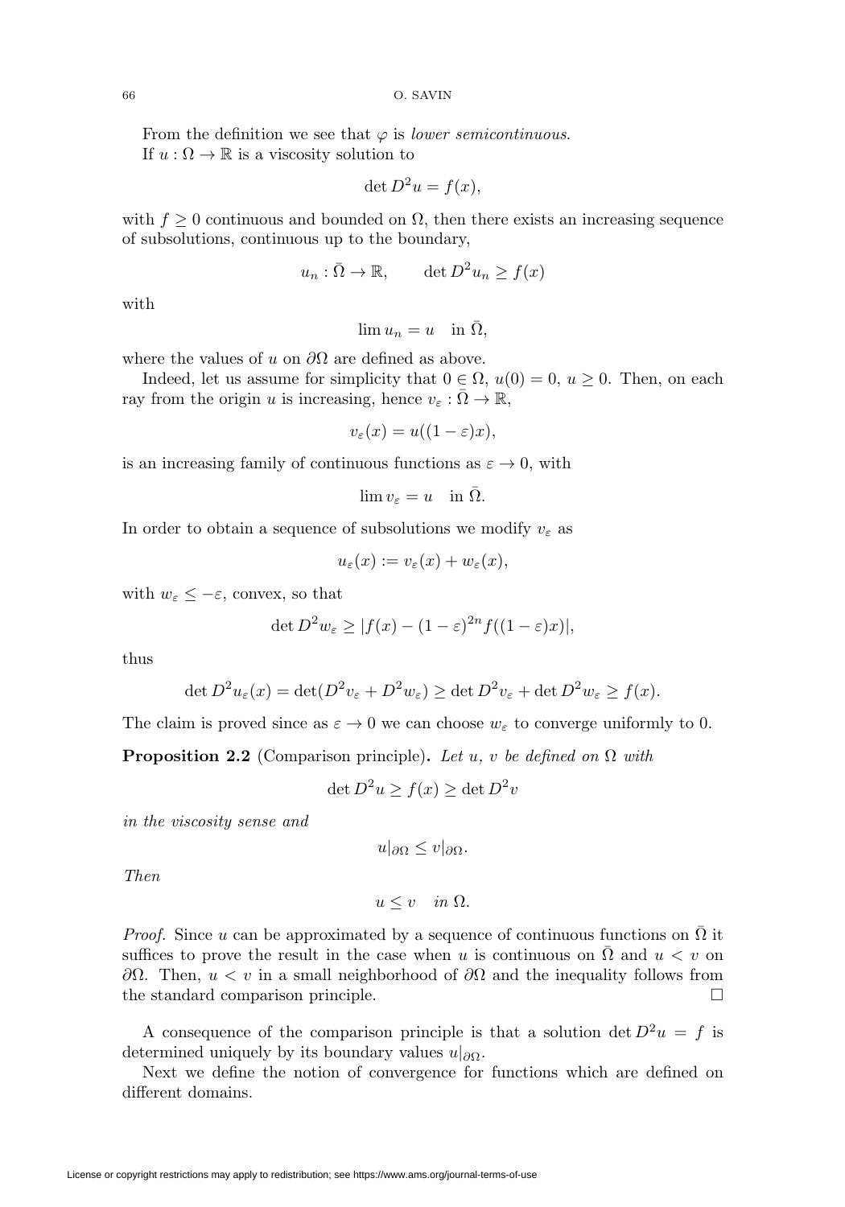From the definition we see that $\varphi$ is *lower semicontinuous*.

If $u : \Omega \to \mathbb{R}$ is a viscosity solution to

$$\det D^2 u = f(x),$$

with $f \geq 0$ continuous and bounded on $\Omega$, then there exists an increasing sequence of subsolutions, continuous up to the boundary,

$$u_n : \bar{\Omega} \to \mathbb{R}, \qquad \det D^2 u_n \geq f(x)$$

with

$$\lim u_n = u \quad \text{in } \bar{\Omega},$$

where the values of $u$ on $\partial\Omega$ are defined as above.

Indeed, let us assume for simplicity that $0 \in \Omega$, $u(0) = 0$, $u \geq 0$. Then, on each ray from the origin $u$ is increasing, hence $v_\varepsilon : \bar{\Omega} \to \mathbb{R}$,

$$v_\varepsilon(x) = u((1-\varepsilon)x),$$

is an increasing family of continuous functions as $\varepsilon \to 0$, with

$$\lim v_\varepsilon = u \quad \text{in } \bar{\Omega}.$$

In order to obtain a sequence of subsolutions we modify $v_\varepsilon$ as

$$u_\varepsilon(x) := v_\varepsilon(x) + w_\varepsilon(x),$$

with $w_\varepsilon \leq -\varepsilon$, convex, so that

$$\det D^2 w_\varepsilon \geq |f(x) - (1-\varepsilon)^{2n} f((1-\varepsilon)x)|,$$

thus

$$\det D^2 u_\varepsilon(x) = \det(D^2 v_\varepsilon + D^2 w_\varepsilon) \geq \det D^2 v_\varepsilon + \det D^2 w_\varepsilon \geq f(x).$$

The claim is proved since as $\varepsilon \to 0$ we can choose $w_\varepsilon$ to converge uniformly to 0.

**Proposition 2.2** (Comparison principle)**.** *Let $u$, $v$ be defined on $\Omega$ with*

$$\det D^2 u \geq f(x) \geq \det D^2 v$$

*in the viscosity sense and*

$$u|_{\partial\Omega} \leq v|_{\partial\Omega}.$$

*Then*

$$u \leq v \quad \text{in } \Omega.$$

*Proof.* Since $u$ can be approximated by a sequence of continuous functions on $\bar{\Omega}$ it suffices to prove the result in the case when $u$ is continuous on $\bar{\Omega}$ and $u < v$ on $\partial\Omega$. Then, $u < v$ in a small neighborhood of $\partial\Omega$ and the inequality follows from the standard comparison principle. □

A consequence of the comparison principle is that a solution $\det D^2 u = f$ is determined uniquely by its boundary values $u|_{\partial\Omega}$.

Next we define the notion of convergence for functions which are defined on different domains.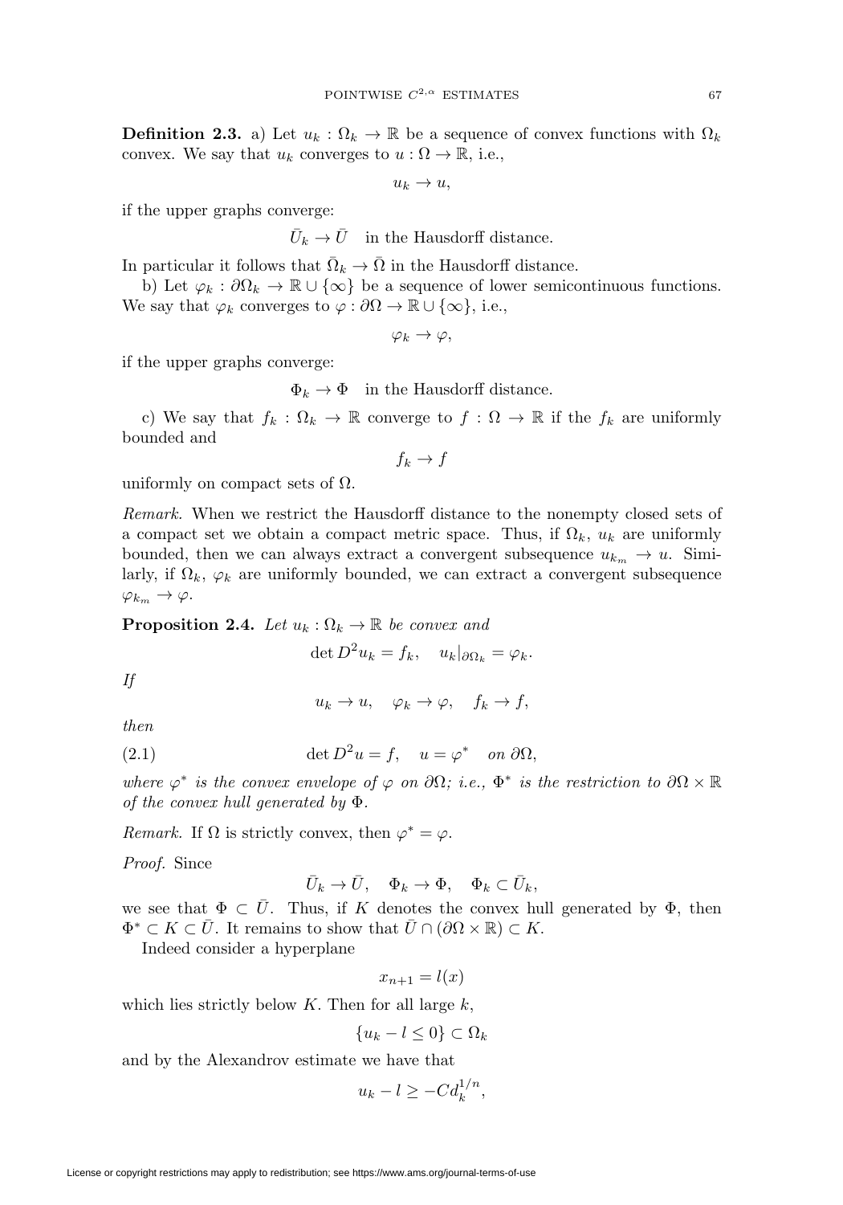**Definition 2.3.** a) Let $u_k : \Omega_k \to \mathbb{R}$ be a sequence of convex functions with $\Omega_k$ convex. We say that $u_k$ converges to $u : \Omega \to \mathbb{R}$, i.e.,

$$u_k \to u,$$

if the upper graphs converge:

$$\bar{U}_k \to \bar{U} \quad \text{in the Hausdorff distance.}$$

In particular it follows that $\bar{\Omega}_k \to \bar{\Omega}$ in the Hausdorff distance.

b) Let $\varphi_k : \partial\Omega_k \to \mathbb{R} \cup \{\infty\}$ be a sequence of lower semicontinuous functions. We say that $\varphi_k$ converges to $\varphi : \partial\Omega \to \mathbb{R} \cup \{\infty\}$, i.e.,

$$\varphi_k \to \varphi,$$

if the upper graphs converge:

$$\Phi_k \to \Phi \quad \text{in the Hausdorff distance.}$$

c) We say that $f_k : \Omega_k \to \mathbb{R}$ converge to $f : \Omega \to \mathbb{R}$ if the $f_k$ are uniformly bounded and

$$f_k \to f$$

uniformly on compact sets of $\Omega$.

*Remark.* When we restrict the Hausdorff distance to the nonempty closed sets of a compact set we obtain a compact metric space. Thus, if $\Omega_k$, $u_k$ are uniformly bounded, then we can always extract a convergent subsequence $u_{k_m} \to u$. Similarly, if $\Omega_k$, $\varphi_k$ are uniformly bounded, we can extract a convergent subsequence $\varphi_{k_m} \to \varphi$.

**Proposition 2.4.** *Let $u_k : \Omega_k \to \mathbb{R}$ be convex and*

$$\det D^2 u_k = f_k, \quad u_k|_{\partial\Omega_k} = \varphi_k.$$

*If*

$$u_k \to u, \quad \varphi_k \to \varphi, \quad f_k \to f,$$

*then*

$$\det D^2 u = f, \quad u = \varphi^* \quad \text{on } \partial\Omega, \tag{2.1}$$

*where $\varphi^*$ is the convex envelope of $\varphi$ on $\partial\Omega$; i.e., $\Phi^*$ is the restriction to $\partial\Omega \times \mathbb{R}$ of the convex hull generated by $\Phi$.*

*Remark.* If $\Omega$ is strictly convex, then $\varphi^* = \varphi$.

*Proof.* Since

$$\bar{U}_k \to \bar{U}, \quad \Phi_k \to \Phi, \quad \Phi_k \subset \bar{U}_k,$$

we see that $\Phi \subset \bar{U}$. Thus, if $K$ denotes the convex hull generated by $\Phi$, then $\Phi^* \subset K \subset \bar{U}$. It remains to show that $\bar{U} \cap (\partial\Omega \times \mathbb{R}) \subset K$.

Indeed consider a hyperplane

$$x_{n+1} = l(x)$$

which lies strictly below $K$. Then for all large $k$,

$$\{u_k - l \le 0\} \subset \Omega_k$$

and by the Alexandrov estimate we have that

$$u_k - l \ge -C d_k^{1/n},$$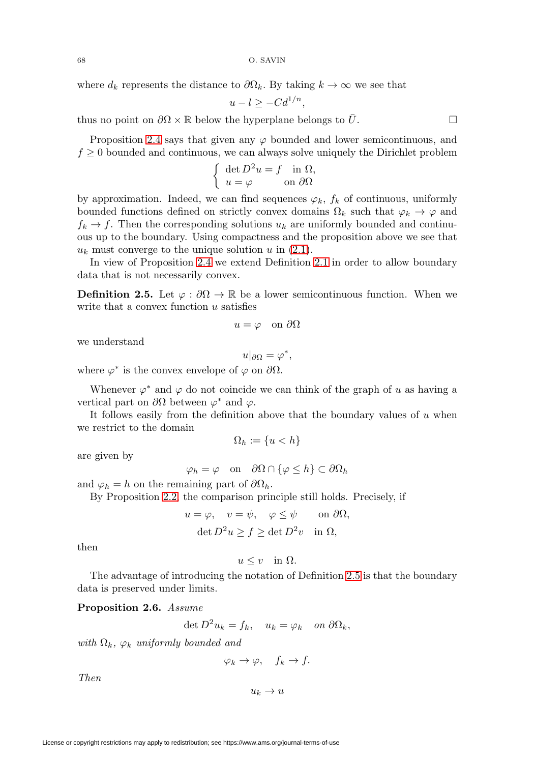where $d_k$ represents the distance to $\partial\Omega_k$. By taking $k \to \infty$ we see that

$$u - l \geq -Cd^{1/n},$$

thus no point on $\partial\Omega \times \mathbb{R}$ below the hyperplane belongs to $\bar{U}$. $\square$

Proposition 2.4 says that given any $\varphi$ bounded and lower semicontinuous, and $f \geq 0$ bounded and continuous, we can always solve uniquely the Dirichlet problem

$$\begin{cases} \det D^2 u = f & \text{in } \Omega, \\ u = \varphi & \text{on } \partial\Omega \end{cases}$$

by approximation. Indeed, we can find sequences $\varphi_k$, $f_k$ of continuous, uniformly bounded functions defined on strictly convex domains $\Omega_k$ such that $\varphi_k \to \varphi$ and $f_k \to f$. Then the corresponding solutions $u_k$ are uniformly bounded and continuous up to the boundary. Using compactness and the proposition above we see that $u_k$ must converge to the unique solution $u$ in (2.1).

In view of Proposition 2.4 we extend Definition 2.1 in order to allow boundary data that is not necessarily convex.

**Definition 2.5.** Let $\varphi : \partial\Omega \to \mathbb{R}$ be a lower semicontinuous function. When we write that a convex function $u$ satisfies

$$u = \varphi \quad \text{on } \partial\Omega$$

we understand

$$u|_{\partial\Omega} = \varphi^*,$$

where $\varphi^*$ is the convex envelope of $\varphi$ on $\partial\Omega$.

Whenever $\varphi^*$ and $\varphi$ do not coincide we can think of the graph of $u$ as having a vertical part on $\partial\Omega$ between $\varphi^*$ and $\varphi$.

It follows easily from the definition above that the boundary values of $u$ when we restrict to the domain

$$\Omega_h := \{u < h\}$$

are given by

$$\varphi_h = \varphi \quad \text{on} \quad \partial\Omega \cap \{\varphi \leq h\} \subset \partial\Omega_h$$

and $\varphi_h = h$ on the remaining part of $\partial\Omega_h$.

By Proposition 2.2, the comparison principle still holds. Precisely, if

$$u = \varphi, \quad v = \psi, \quad \varphi \leq \psi \qquad \text{on } \partial\Omega,$$

$$\det D^2 u \geq f \geq \det D^2 v \quad \text{in } \Omega,$$

then

$$u \leq v \quad \text{in } \Omega.$$

The advantage of introducing the notation of Definition 2.5 is that the boundary data is preserved under limits.

**Proposition 2.6.** *Assume*

$$\det D^2 u_k = f_k, \quad u_k = \varphi_k \quad \text{on } \partial\Omega_k,$$

*with $\Omega_k$, $\varphi_k$ uniformly bounded and*

$$\varphi_k \to \varphi, \quad f_k \to f.$$

*Then*

$$u_k \to u$$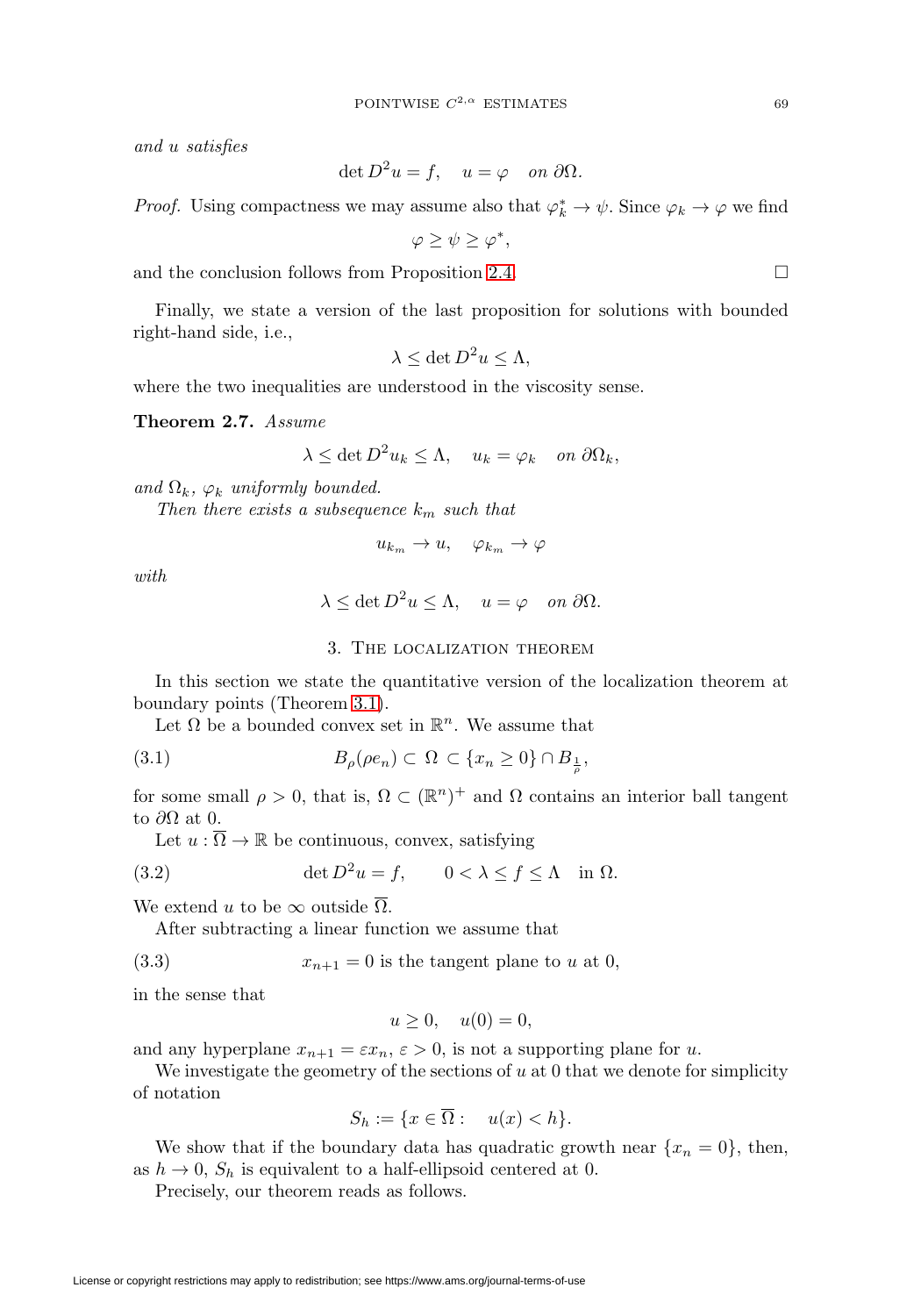*and $u$ satisfies*

$$\det D^2 u = f, \quad u = \varphi \quad on\ \partial\Omega.$$

*Proof.* Using compactness we may assume also that $\varphi_k^* \to \psi$. Since $\varphi_k \to \varphi$ we find

$$\varphi \geq \psi \geq \varphi^*,$$

and the conclusion follows from Proposition 2.4. $\square$

Finally, we state a version of the last proposition for solutions with bounded right-hand side, i.e.,

$$\lambda \leq \det D^2 u \leq \Lambda,$$

where the two inequalities are understood in the viscosity sense.

**Theorem 2.7.** *Assume*

$$\lambda \leq \det D^2 u_k \leq \Lambda, \quad u_k = \varphi_k \quad on\ \partial\Omega_k,$$

*and $\Omega_k$, $\varphi_k$ uniformly bounded.*

*Then there exists a subsequence $k_m$ such that*

$$u_{k_m} \to u, \quad \varphi_{k_m} \to \varphi$$

*with*

$$\lambda \leq \det D^2 u \leq \Lambda, \quad u = \varphi \quad on\ \partial\Omega.$$

## 3. The localization theorem

In this section we state the quantitative version of the localization theorem at boundary points (Theorem 3.1).

Let $\Omega$ be a bounded convex set in $\mathbb{R}^n$. We assume that

$$B_\rho(\rho e_n) \subset \Omega \subset \{x_n \geq 0\} \cap B_{\frac{1}{\rho}}, \tag{3.1}$$

for some small $\rho > 0$, that is, $\Omega \subset (\mathbb{R}^n)^+$ and $\Omega$ contains an interior ball tangent to $\partial\Omega$ at 0.

Let $u : \overline{\Omega} \to \mathbb{R}$ be continuous, convex, satisfying

$$\det D^2 u = f, \qquad 0 < \lambda \leq f \leq \Lambda \quad \text{in } \Omega. \tag{3.2}$$

We extend $u$ to be $\infty$ outside $\overline{\Omega}$.

After subtracting a linear function we assume that

$$x_{n+1} = 0 \text{ is the tangent plane to } u \text{ at } 0, \tag{3.3}$$

in the sense that

$$u \geq 0, \quad u(0) = 0,$$

and any hyperplane $x_{n+1} = \varepsilon x_n$, $\varepsilon > 0$, is not a supporting plane for $u$.

We investigate the geometry of the sections of $u$ at 0 that we denote for simplicity of notation

$$S_h := \{x \in \overline{\Omega} : \quad u(x) < h\}.$$

We show that if the boundary data has quadratic growth near $\{x_n = 0\}$, then, as $h \to 0$, $S_h$ is equivalent to a half-ellipsoid centered at 0.

Precisely, our theorem reads as follows.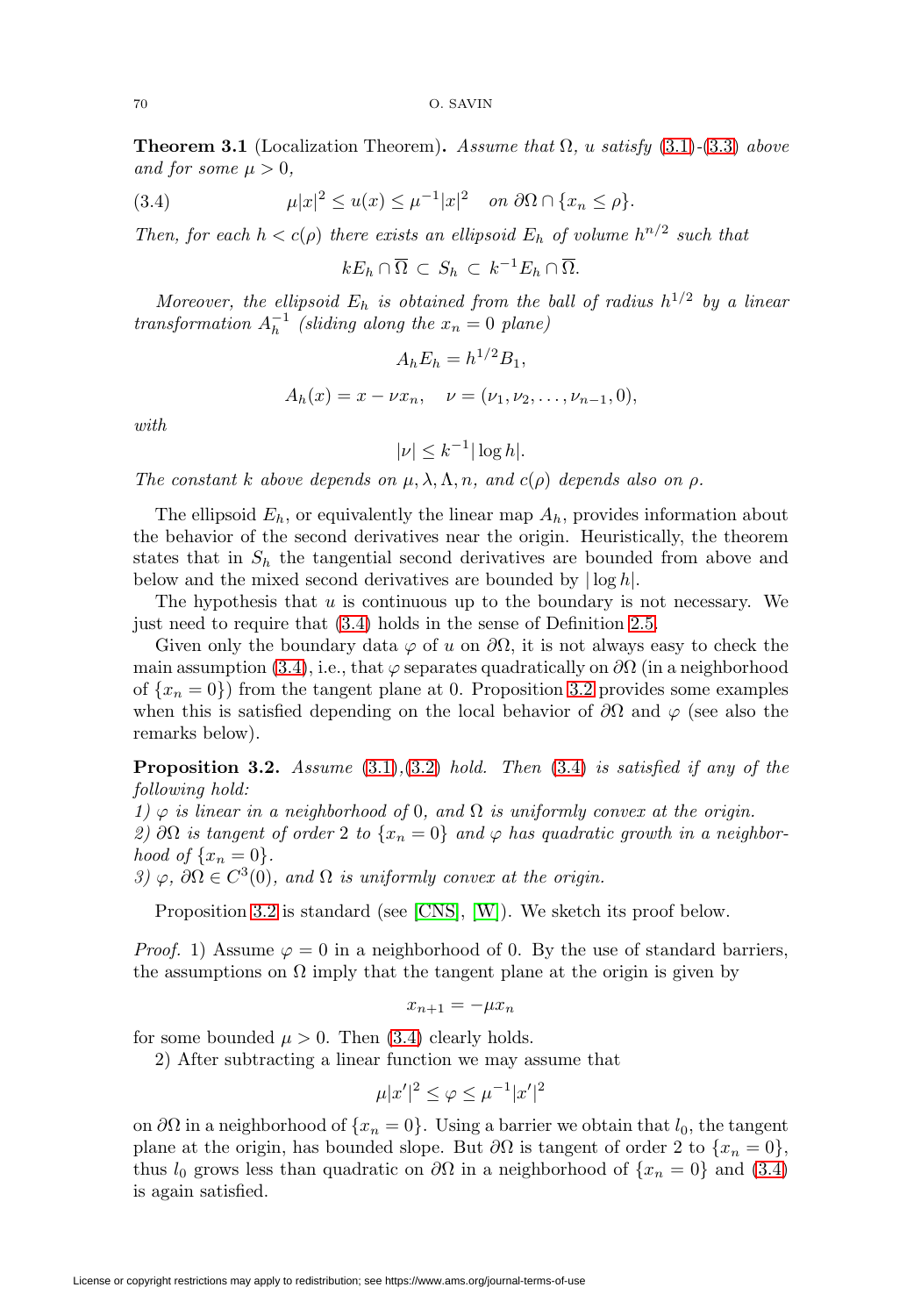**Theorem 3.1** (Localization Theorem)**.** *Assume that* $\Omega$*,* $u$ *satisfy* (3.1)-(3.3) *above and for some* $\mu > 0$*,*

$$\mu|x|^2 \le u(x) \le \mu^{-1}|x|^2 \quad \text{on } \partial\Omega \cap \{x_n \le \rho\}. \tag{3.4}$$

*Then, for each* $h < c(\rho)$ *there exists an ellipsoid* $E_h$ *of volume* $h^{n/2}$ *such that*

$$kE_h \cap \overline{\Omega} \subset S_h \subset k^{-1}E_h \cap \overline{\Omega}.$$

*Moreover, the ellipsoid* $E_h$ *is obtained from the ball of radius* $h^{1/2}$ *by a linear transformation* $A_h^{-1}$ *(sliding along the* $x_n = 0$ *plane)*

$$A_h E_h = h^{1/2} B_1,$$

$$A_h(x) = x - \nu x_n, \quad \nu = (\nu_1, \nu_2, \ldots, \nu_{n-1}, 0),$$

*with*

$$|\nu| \le k^{-1}|\log h|.$$

*The constant* $k$ *above depends on* $\mu, \lambda, \Lambda, n$*, and* $c(\rho)$ *depends also on* $\rho$*.*

The ellipsoid $E_h$, or equivalently the linear map $A_h$, provides information about the behavior of the second derivatives near the origin. Heuristically, the theorem states that in $S_h$ the tangential second derivatives are bounded from above and below and the mixed second derivatives are bounded by $|\log h|$.

The hypothesis that $u$ is continuous up to the boundary is not necessary. We just need to require that (3.4) holds in the sense of Definition 2.5.

Given only the boundary data $\varphi$ of $u$ on $\partial\Omega$, it is not always easy to check the main assumption (3.4), i.e., that $\varphi$ separates quadratically on $\partial\Omega$ (in a neighborhood of $\{x_n = 0\}$) from the tangent plane at 0. Proposition 3.2 provides some examples when this is satisfied depending on the local behavior of $\partial\Omega$ and $\varphi$ (see also the remarks below).

**Proposition 3.2.** *Assume* (3.1),(3.2) *hold. Then* (3.4) *is satisfied if any of the following hold:*
*1)* $\varphi$ *is linear in a neighborhood of* 0*, and* $\Omega$ *is uniformly convex at the origin.*
*2)* $\partial\Omega$ *is tangent of order* 2 *to* $\{x_n = 0\}$ *and* $\varphi$ *has quadratic growth in a neighborhood of* $\{x_n = 0\}$*.*
*3)* $\varphi$*,* $\partial\Omega \in C^3(0)$*, and* $\Omega$ *is uniformly convex at the origin.*

Proposition 3.2 is standard (see [CNS], [W]). We sketch its proof below.

*Proof.* 1) Assume $\varphi = 0$ in a neighborhood of 0. By the use of standard barriers, the assumptions on $\Omega$ imply that the tangent plane at the origin is given by

$$x_{n+1} = -\mu x_n$$

for some bounded $\mu > 0$. Then (3.4) clearly holds.

2) After subtracting a linear function we may assume that

$$\mu|x'|^2 \le \varphi \le \mu^{-1}|x'|^2$$

on $\partial\Omega$ in a neighborhood of $\{x_n = 0\}$. Using a barrier we obtain that $l_0$, the tangent plane at the origin, has bounded slope. But $\partial\Omega$ is tangent of order 2 to $\{x_n = 0\}$, thus $l_0$ grows less than quadratic on $\partial\Omega$ in a neighborhood of $\{x_n = 0\}$ and (3.4) is again satisfied.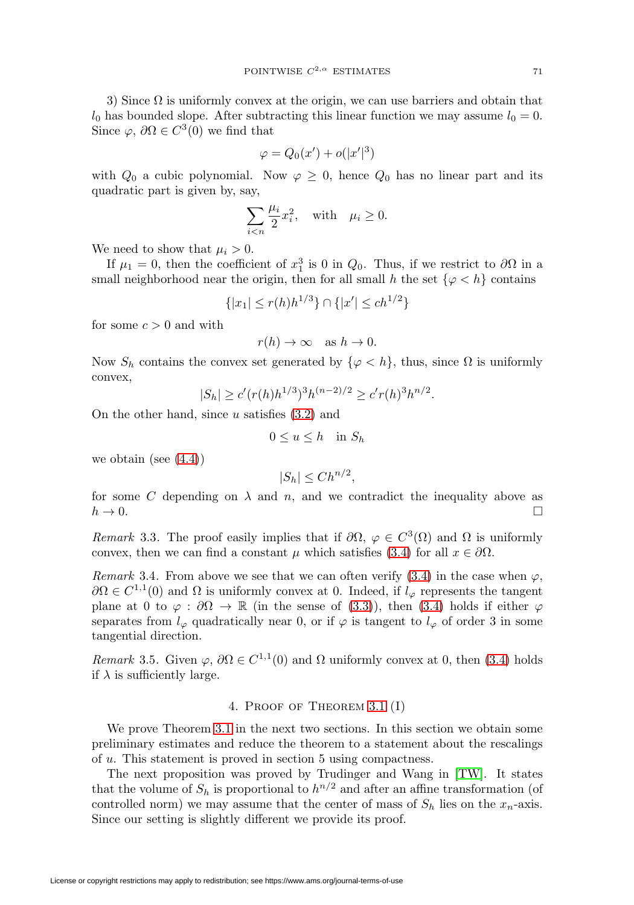3) Since $\Omega$ is uniformly convex at the origin, we can use barriers and obtain that $l_0$ has bounded slope. After subtracting this linear function we may assume $l_0 = 0$. Since $\varphi$, $\partial\Omega \in C^3(0)$ we find that

$$\varphi = Q_0(x') + o(|x'|^3)$$

with $Q_0$ a cubic polynomial. Now $\varphi \geq 0$, hence $Q_0$ has no linear part and its quadratic part is given by, say,

$$\sum_{i<n} \frac{\mu_i}{2} x_i^2, \quad \text{with} \quad \mu_i \geq 0.$$

We need to show that $\mu_i > 0$.

If $\mu_1 = 0$, then the coefficient of $x_1^3$ is 0 in $Q_0$. Thus, if we restrict to $\partial\Omega$ in a small neighborhood near the origin, then for all small $h$ the set $\{\varphi < h\}$ contains

$$\{|x_1| \leq r(h)h^{1/3}\} \cap \{|x'| \leq ch^{1/2}\}$$

for some $c > 0$ and with

$$r(h) \to \infty \quad \text{as } h \to 0.$$

Now $S_h$ contains the convex set generated by $\{\varphi < h\}$, thus, since $\Omega$ is uniformly convex,

$$|S_h| \geq c'(r(h)h^{1/3})^3 h^{(n-2)/2} \geq c' r(h)^3 h^{n/2}.$$

On the other hand, since $u$ satisfies (3.2) and

$$0 \leq u \leq h \quad \text{in } S_h$$

we obtain (see (4.4))

$$|S_h| \leq Ch^{n/2},$$

for some $C$ depending on $\lambda$ and $n$, and we contradict the inequality above as $h \to 0$. $\square$

*Remark* 3.3. The proof easily implies that if $\partial\Omega$, $\varphi \in C^3(\Omega)$ and $\Omega$ is uniformly convex, then we can find a constant $\mu$ which satisfies (3.4) for all $x \in \partial\Omega$.

*Remark* 3.4. From above we see that we can often verify (3.4) in the case when $\varphi$, $\partial\Omega \in C^{1,1}(0)$ and $\Omega$ is uniformly convex at 0. Indeed, if $l_\varphi$ represents the tangent plane at 0 to $\varphi : \partial\Omega \to \mathbb{R}$ (in the sense of (3.3)), then (3.4) holds if either $\varphi$ separates from $l_\varphi$ quadratically near 0, or if $\varphi$ is tangent to $l_\varphi$ of order 3 in some tangential direction.

*Remark* 3.5. Given $\varphi$, $\partial\Omega \in C^{1,1}(0)$ and $\Omega$ uniformly convex at 0, then (3.4) holds if $\lambda$ is sufficiently large.

## 4. Proof of Theorem 3.1 (I)

We prove Theorem 3.1 in the next two sections. In this section we obtain some preliminary estimates and reduce the theorem to a statement about the rescalings of $u$. This statement is proved in section 5 using compactness.

The next proposition was proved by Trudinger and Wang in [TW]. It states that the volume of $S_h$ is proportional to $h^{n/2}$ and after an affine transformation (of controlled norm) we may assume that the center of mass of $S_h$ lies on the $x_n$-axis. Since our setting is slightly different we provide its proof.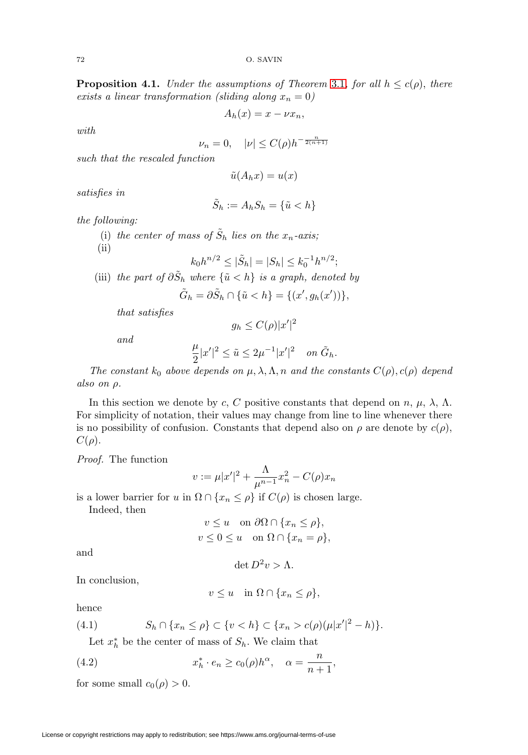**Proposition 4.1.** *Under the assumptions of Theorem 3.1, for all $h \leq c(\rho)$, there exists a linear transformation (sliding along $x_n = 0$)*

$$A_h(x) = x - \nu x_n,$$

*with*

$$\nu_n = 0, \quad |\nu| \leq C(\rho) h^{-\frac{n}{2(n+1)}}$$

*such that the rescaled function*

$$\tilde{u}(A_h x) = u(x)$$

*satisfies in*

$$\tilde{S}_h := A_h S_h = \{\tilde{u} < h\}$$

*the following:*

(i) *the center of mass of $\tilde{S}_h$ lies on the $x_n$-axis;*

(ii)

$$k_0 h^{n/2} \leq |\tilde{S}_h| = |S_h| \leq k_0^{-1} h^{n/2};$$

(iii) *the part of $\partial \tilde{S}_h$ where $\{\tilde{u} < h\}$ is a graph, denoted by*

$$\tilde{G}_h = \partial \tilde{S}_h \cap \{\tilde{u} < h\} = \{(x', g_h(x'))\},$$

*that satisfies*

$$g_h \leq C(\rho)|x'|^2$$

*and*

$$\frac{\mu}{2}|x'|^2 \leq \tilde{u} \leq 2\mu^{-1}|x'|^2 \quad \text{on } \tilde{G}_h.$$

*The constant $k_0$ above depends on $\mu, \lambda, \Lambda, n$ and the constants $C(\rho), c(\rho)$ depend also on $\rho$.*

In this section we denote by $c$, $C$ positive constants that depend on $n$, $\mu$, $\lambda$, $\Lambda$. For simplicity of notation, their values may change from line to line whenever there is no possibility of confusion. Constants that depend also on $\rho$ are denote by $c(\rho)$, $C(\rho)$.

*Proof.* The function

$$v := \mu|x'|^2 + \frac{\Lambda}{\mu^{n-1}} x_n^2 - C(\rho) x_n$$

is a lower barrier for $u$ in $\Omega \cap \{x_n \leq \rho\}$ if $C(\rho)$ is chosen large.

Indeed, then

$$v \leq u \quad \text{on } \partial\Omega \cap \{x_n \leq \rho\},$$
$$v \leq 0 \leq u \quad \text{on } \Omega \cap \{x_n = \rho\},$$

and

$$\det D^2 v > \Lambda.$$

In conclusion,

$$v \leq u \quad \text{in } \Omega \cap \{x_n \leq \rho\},$$

hence

$$S_h \cap \{x_n \leq \rho\} \subset \{v < h\} \subset \{x_n > c(\rho)(\mu|x'|^2 - h)\}. \tag{4.1}$$

Let $x_h^*$ be the center of mass of $S_h$. We claim that

$$x_h^* \cdot e_n \geq c_0(\rho) h^\alpha, \quad \alpha = \frac{n}{n+1}, \tag{4.2}$$

for some small $c_0(\rho) > 0$.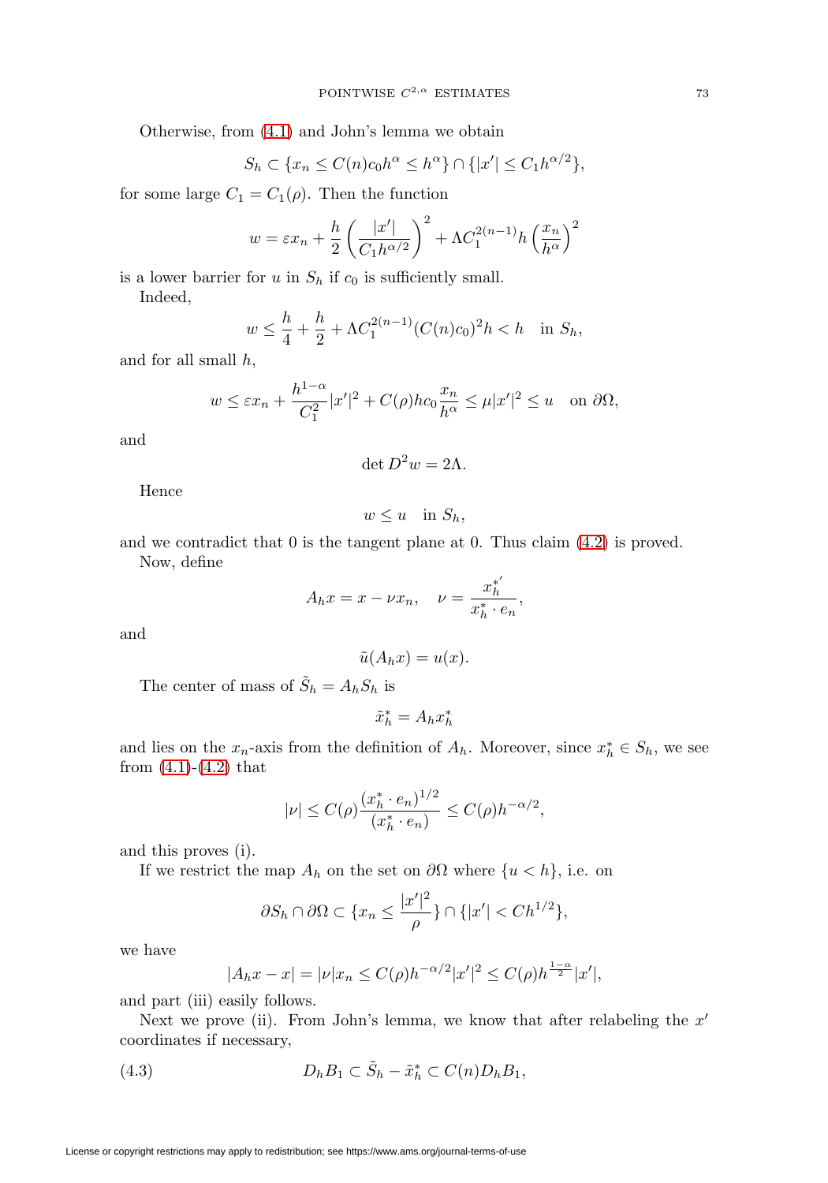Otherwise, from (4.1) and John's lemma we obtain

$$S_h \subset \{x_n \leq C(n)c_0 h^\alpha \leq h^\alpha\} \cap \{|x'| \leq C_1 h^{\alpha/2}\},$$

for some large $C_1 = C_1(\rho)$. Then the function

$$w = \varepsilon x_n + \frac{h}{2}\left(\frac{|x'|}{C_1 h^{\alpha/2}}\right)^2 + \Lambda C_1^{2(n-1)} h \left(\frac{x_n}{h^\alpha}\right)^2$$

is a lower barrier for $u$ in $S_h$ if $c_0$ is sufficiently small.

Indeed,

$$w \leq \frac{h}{4} + \frac{h}{2} + \Lambda C_1^{2(n-1)}(C(n)c_0)^2 h < h \quad \text{in } S_h,$$

and for all small $h$,

$$w \leq \varepsilon x_n + \frac{h^{1-\alpha}}{C_1^2}|x'|^2 + C(\rho)hc_0\frac{x_n}{h^\alpha} \leq \mu|x'|^2 \leq u \quad \text{on } \partial\Omega,$$

and

$$\det D^2 w = 2\Lambda.$$

Hence

$$w \leq u \quad \text{in } S_h,$$

and we contradict that 0 is the tangent plane at 0. Thus claim (4.2) is proved.

Now, define

$$A_h x = x - \nu x_n, \quad \nu = \frac{x_h^{*'}}{x_h^* \cdot e_n},$$

and

$$\tilde{u}(A_h x) = u(x).$$

The center of mass of $\tilde{S}_h = A_h S_h$ is

$$\tilde{x}_h^* = A_h x_h^*$$

and lies on the $x_n$-axis from the definition of $A_h$. Moreover, since $x_h^* \in S_h$, we see from (4.1)-(4.2) that

$$|\nu| \leq C(\rho)\frac{(x_h^* \cdot e_n)^{1/2}}{(x_h^* \cdot e_n)} \leq C(\rho)h^{-\alpha/2},$$

and this proves (i).

If we restrict the map $A_h$ on the set on $\partial\Omega$ where $\{u < h\}$, i.e. on

$$\partial S_h \cap \partial\Omega \subset \{x_n \leq \frac{|x'|^2}{\rho}\} \cap \{|x'| < Ch^{1/2}\},$$

we have

$$|A_h x - x| = |\nu| x_n \leq C(\rho)h^{-\alpha/2}|x'|^2 \leq C(\rho)h^{\frac{1-\alpha}{2}}|x'|,$$

and part (iii) easily follows.

Next we prove (ii). From John's lemma, we know that after relabeling the $x'$ coordinates if necessary,

$$D_h B_1 \subset \tilde{S}_h - \tilde{x}_h^* \subset C(n) D_h B_1, \tag{4.3}$$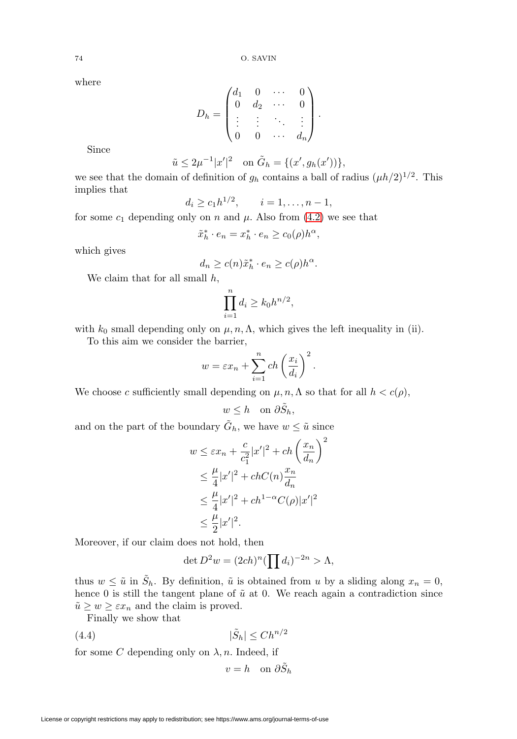where

$$D_h = \begin{pmatrix} d_1 & 0 & \cdots & 0 \\ 0 & d_2 & \cdots & 0 \\ \vdots & \vdots & \ddots & \vdots \\ 0 & 0 & \cdots & d_n \end{pmatrix}.$$

Since

$$\tilde{u} \le 2\mu^{-1}|x'|^2 \quad \text{on } \tilde{G}_h = \{(x', g_h(x'))\},$$

we see that the domain of definition of $g_h$ contains a ball of radius $(\mu h/2)^{1/2}$. This implies that

$$d_i \ge c_1 h^{1/2}, \qquad i = 1, \ldots, n-1,$$

for some $c_1$ depending only on $n$ and $\mu$. Also from (4.2) we see that

$$\tilde{x}_h^* \cdot e_n = x_h^* \cdot e_n \ge c_0(\rho) h^\alpha,$$

which gives

$$d_n \ge c(n) \tilde{x}_h^* \cdot e_n \ge c(\rho) h^\alpha.$$

We claim that for all small $h$,

$$\prod_{i=1}^n d_i \ge k_0 h^{n/2},$$

with $k_0$ small depending only on $\mu, n, \Lambda$, which gives the left inequality in (ii).

To this aim we consider the barrier,

$$w = \varepsilon x_n + \sum_{i=1}^n ch \left(\frac{x_i}{d_i}\right)^2.$$

We choose $c$ sufficiently small depending on $\mu, n, \Lambda$ so that for all $h < c(\rho)$,

$$w \le h \quad \text{on } \partial \tilde{S}_h,$$

and on the part of the boundary $\tilde{G}_h$, we have $w \le \tilde{u}$ since

$$\begin{aligned} w &\le \varepsilon x_n + \frac{c}{c_1^2}|x'|^2 + ch\left(\frac{x_n}{d_n}\right)^2 \\ &\le \frac{\mu}{4}|x'|^2 + chC(n)\frac{x_n}{d_n} \\ &\le \frac{\mu}{4}|x'|^2 + ch^{1-\alpha}C(\rho)|x'|^2 \\ &\le \frac{\mu}{2}|x'|^2. \end{aligned}$$

Moreover, if our claim does not hold, then

$$\det D^2 w = (2ch)^n (\prod d_i)^{-2n} > \Lambda,$$

thus $w \le \tilde{u}$ in $\tilde{S}_h$. By definition, $\tilde{u}$ is obtained from $u$ by a sliding along $x_n = 0$, hence 0 is still the tangent plane of $\tilde{u}$ at 0. We reach again a contradiction since $\tilde{u} \ge w \ge \varepsilon x_n$ and the claim is proved.

Finally we show that

$$|\tilde{S}_h| \le C h^{n/2} \tag{4.4}$$

for some $C$ depending only on $\lambda, n$. Indeed, if

$$v = h \quad \text{on } \partial \tilde{S}_h$$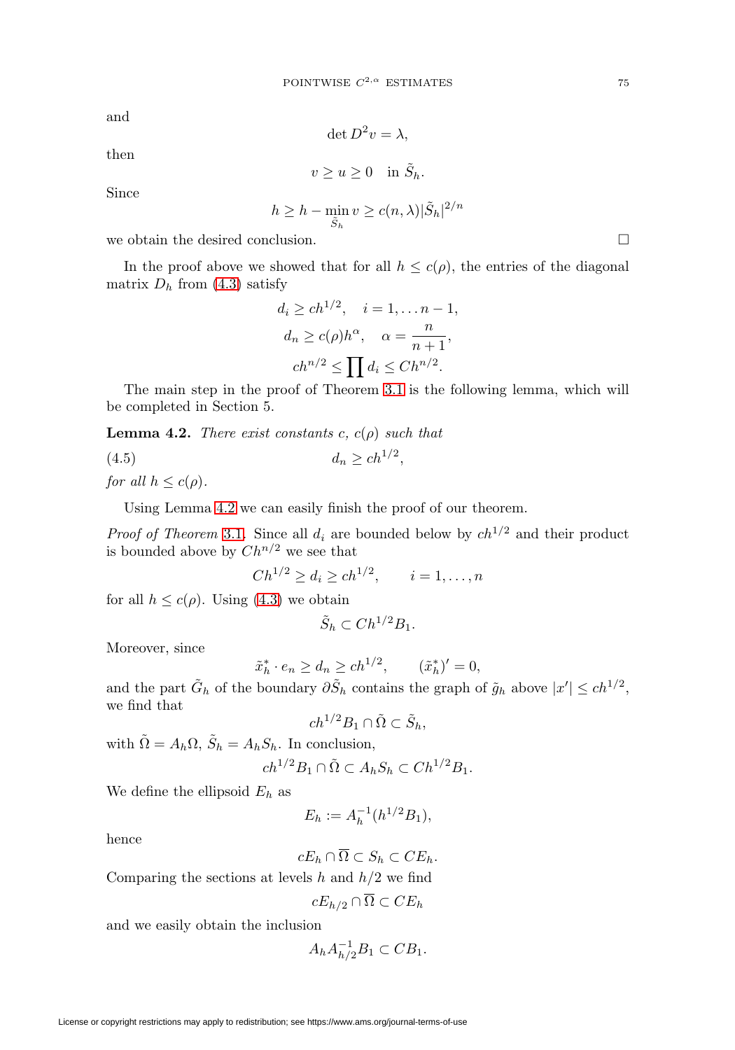and

$$\det D^2 v = \lambda,$$

then

$$v \geq u \geq 0 \quad \text{in } \tilde{S}_h.$$

Since

$$h \geq h - \min_{\tilde{S}_h} v \geq c(n, \lambda)|\tilde{S}_h|^{2/n}$$

we obtain the desired conclusion. □

In the proof above we showed that for all $h \leq c(\rho)$, the entries of the diagonal matrix $D_h$ from (4.3) satisfy

$$d_i \geq c h^{1/2}, \quad i = 1, \ldots n-1,$$
$$d_n \geq c(\rho) h^{\alpha}, \quad \alpha = \frac{n}{n+1},$$
$$c h^{n/2} \leq \prod d_i \leq C h^{n/2}.$$

The main step in the proof of Theorem 3.1 is the following lemma, which will be completed in Section 5.

**Lemma 4.2.** *There exist constants $c$, $c(\rho)$ such that*

$$d_n \geq c h^{1/2}, \tag{4.5}$$

*for all $h \leq c(\rho)$.*

Using Lemma 4.2 we can easily finish the proof of our theorem.

*Proof of Theorem* 3.1. Since all $d_i$ are bounded below by $ch^{1/2}$ and their product is bounded above by $Ch^{n/2}$ we see that

$$C h^{1/2} \geq d_i \geq c h^{1/2}, \qquad i = 1, \ldots, n$$

for all $h \leq c(\rho)$. Using (4.3) we obtain

$$\tilde{S}_h \subset C h^{1/2} B_1.$$

Moreover, since

$$\tilde{x}_h^* \cdot e_n \geq d_n \geq c h^{1/2}, \qquad (\tilde{x}_h^*)' = 0,$$

and the part $\tilde{G}_h$ of the boundary $\partial \tilde{S}_h$ contains the graph of $\tilde{g}_h$ above $|x'| \leq c h^{1/2}$, we find that

$$c h^{1/2} B_1 \cap \tilde{\Omega} \subset \tilde{S}_h,$$

with $\tilde{\Omega} = A_h \Omega$, $\tilde{S}_h = A_h S_h$. In conclusion,

$$c h^{1/2} B_1 \cap \tilde{\Omega} \subset A_h S_h \subset C h^{1/2} B_1.$$

We define the ellipsoid $E_h$ as

$$E_h := A_h^{-1}(h^{1/2} B_1),$$

hence

$$c E_h \cap \overline{\Omega} \subset S_h \subset C E_h.$$

Comparing the sections at levels $h$ and $h/2$ we find

$$c E_{h/2} \cap \overline{\Omega} \subset C E_h$$

and we easily obtain the inclusion

$$A_h A_{h/2}^{-1} B_1 \subset C B_1.$$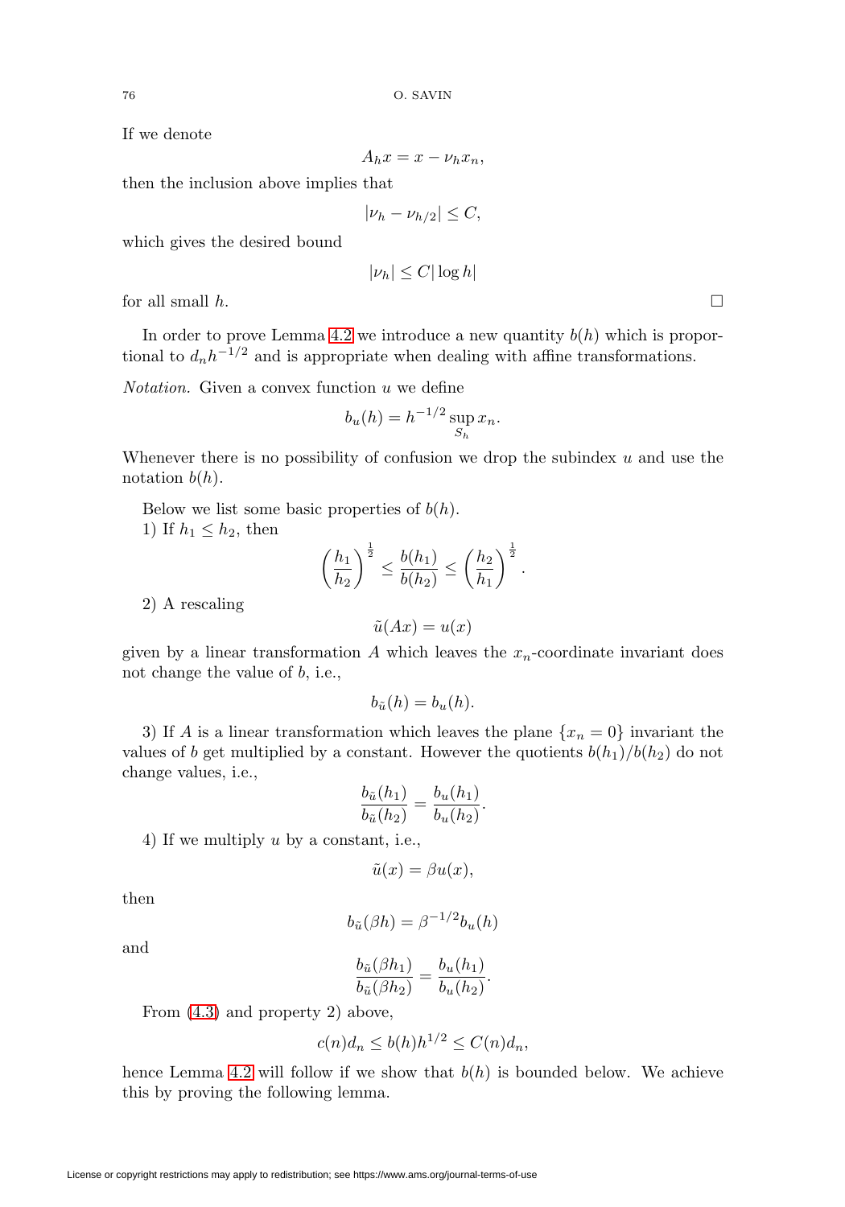If we denote

$$A_h x = x - \nu_h x_n,$$

then the inclusion above implies that

$$|\nu_h - \nu_{h/2}| \le C,$$

which gives the desired bound

$$|\nu_h| \le C |\log h|$$

for all small $h$. $\square$

In order to prove Lemma 4.2 we introduce a new quantity $b(h)$ which is proportional to $d_n h^{-1/2}$ and is appropriate when dealing with affine transformations.

*Notation.* Given a convex function $u$ we define

$$b_u(h) = h^{-1/2} \sup_{S_h} x_n.$$

Whenever there is no possibility of confusion we drop the subindex $u$ and use the notation $b(h)$.

Below we list some basic properties of $b(h)$.

1) If $h_1 \le h_2$, then

$$\left(\frac{h_1}{h_2}\right)^{\frac{1}{2}} \le \frac{b(h_1)}{b(h_2)} \le \left(\frac{h_2}{h_1}\right)^{\frac{1}{2}}.$$

2) A rescaling

$$\tilde{u}(Ax) = u(x)$$

given by a linear transformation $A$ which leaves the $x_n$-coordinate invariant does not change the value of $b$, i.e.,

$$b_{\tilde{u}}(h) = b_u(h).$$

3) If $A$ is a linear transformation which leaves the plane $\{x_n = 0\}$ invariant the values of $b$ get multiplied by a constant. However the quotients $b(h_1)/b(h_2)$ do not change values, i.e.,

$$\frac{b_{\tilde{u}}(h_1)}{b_{\tilde{u}}(h_2)} = \frac{b_u(h_1)}{b_u(h_2)}.$$

4) If we multiply $u$ by a constant, i.e.,

$$\tilde{u}(x) = \beta u(x),$$

then

$$b_{\tilde{u}}(\beta h) = \beta^{-1/2} b_u(h)$$

and

$$\frac{b_{\tilde{u}}(\beta h_1)}{b_{\tilde{u}}(\beta h_2)} = \frac{b_u(h_1)}{b_u(h_2)}.$$

From (4.3) and property 2) above,

$$c(n) d_n \le b(h) h^{1/2} \le C(n) d_n,$$

hence Lemma 4.2 will follow if we show that $b(h)$ is bounded below. We achieve this by proving the following lemma.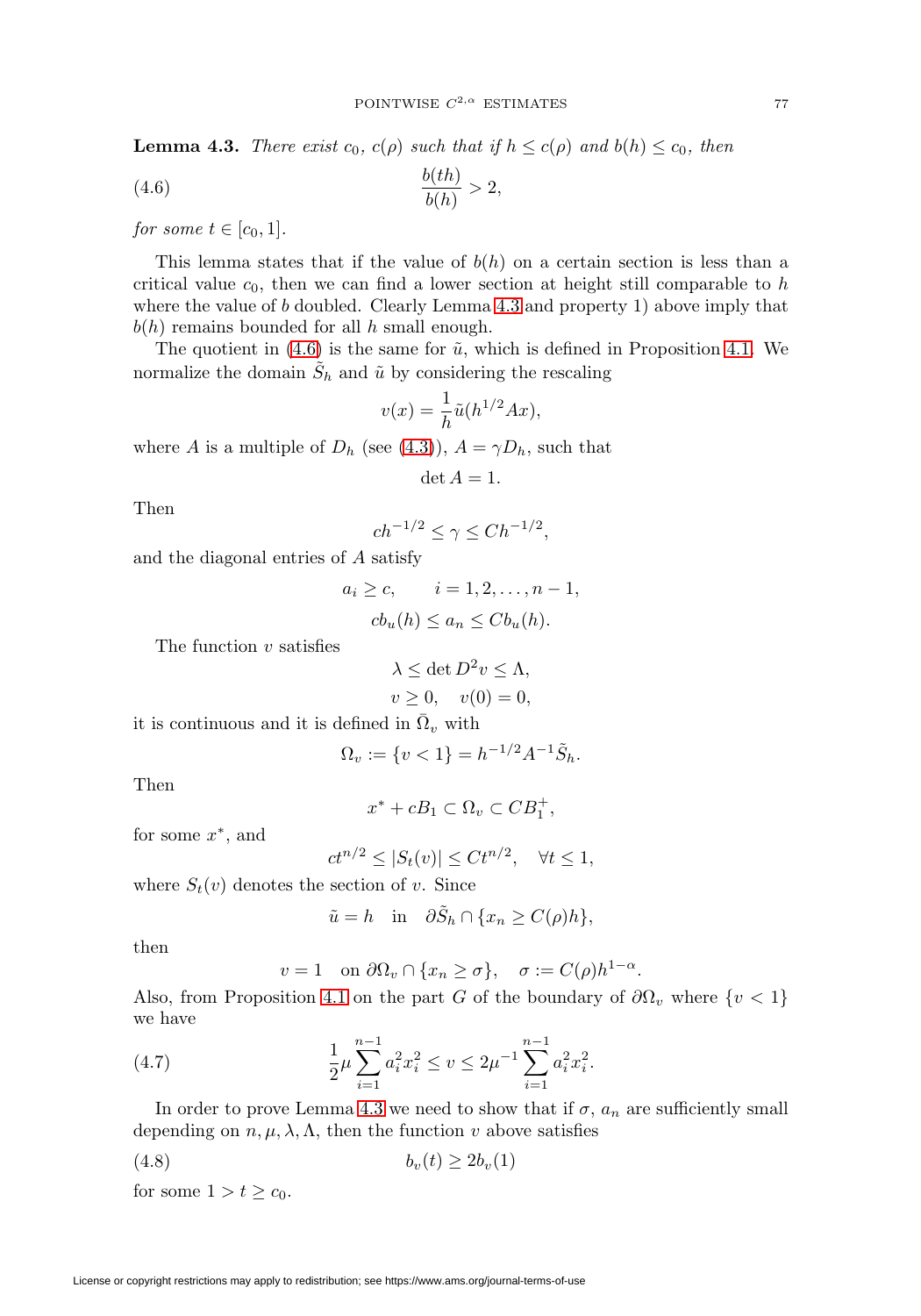**Lemma 4.3.** *There exist $c_0$, $c(\rho)$ such that if $h \le c(\rho)$ and $b(h) \le c_0$, then*

$$\frac{b(th)}{b(h)} > 2, \tag{4.6}$$

*for some $t \in [c_0, 1]$.*

This lemma states that if the value of $b(h)$ on a certain section is less than a critical value $c_0$, then we can find a lower section at height still comparable to $h$ where the value of $b$ doubled. Clearly Lemma 4.3 and property 1) above imply that $b(h)$ remains bounded for all $h$ small enough.

The quotient in (4.6) is the same for $\tilde{u}$, which is defined in Proposition 4.1. We normalize the domain $\tilde{S}_h$ and $\tilde{u}$ by considering the rescaling

$$v(x) = \frac{1}{h}\tilde{u}(h^{1/2}Ax),$$

where $A$ is a multiple of $D_h$ (see (4.3)), $A = \gamma D_h$, such that

$$\det A = 1.$$

Then

$$ch^{-1/2} \le \gamma \le Ch^{-1/2},$$

and the diagonal entries of $A$ satisfy

$$a_i \ge c, \qquad i = 1, 2, \ldots, n-1,$$
$$cb_u(h) \le a_n \le Cb_u(h).$$

The function $v$ satisfies

$$\lambda \le \det D^2 v \le \Lambda,$$
$$v \ge 0, \quad v(0) = 0,$$

it is continuous and it is defined in $\bar{\Omega}_v$ with

$$\Omega_v := \{v < 1\} = h^{-1/2}A^{-1}\tilde{S}_h.$$

Then

$$x^* + cB_1 \subset \Omega_v \subset CB_1^+,$$

for some $x^*$, and

$$ct^{n/2} \le |S_t(v)| \le Ct^{n/2}, \quad \forall t \le 1,$$

where $S_t(v)$ denotes the section of $v$. Since

$$\tilde{u} = h \quad \text{in} \quad \partial\tilde{S}_h \cap \{x_n \ge C(\rho)h\},$$

then

$$v = 1 \quad \text{on } \partial\Omega_v \cap \{x_n \ge \sigma\}, \quad \sigma := C(\rho)h^{1-\alpha}.$$

Also, from Proposition 4.1 on the part $G$ of the boundary of $\partial\Omega_v$ where $\{v < 1\}$ we have

$$\frac{1}{2}\mu\sum_{i=1}^{n-1} a_i^2 x_i^2 \le v \le 2\mu^{-1}\sum_{i=1}^{n-1} a_i^2 x_i^2. \tag{4.7}$$

In order to prove Lemma 4.3 we need to show that if $\sigma$, $a_n$ are sufficiently small depending on $n, \mu, \lambda, \Lambda$, then the function $v$ above satisfies

$$b_v(t) \ge 2b_v(1) \tag{4.8}$$

for some $1 > t \ge c_0$.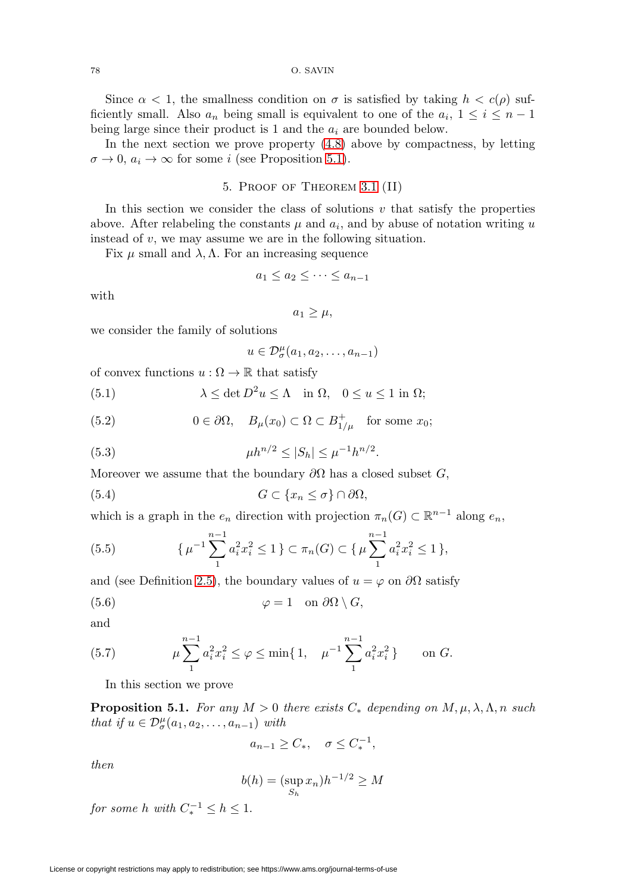Since $\alpha < 1$, the smallness condition on $\sigma$ is satisfied by taking $h < c(\rho)$ sufficiently small. Also $a_n$ being small is equivalent to one of the $a_i$, $1 \le i \le n-1$ being large since their product is 1 and the $a_i$ are bounded below.

In the next section we prove property (4.8) above by compactness, by letting $\sigma \to 0$, $a_i \to \infty$ for some $i$ (see Proposition 5.1).

## 5. Proof of Theorem 3.1 (II)

In this section we consider the class of solutions $v$ that satisfy the properties above. After relabeling the constants $\mu$ and $a_i$, and by abuse of notation writing $u$ instead of $v$, we may assume we are in the following situation.

Fix $\mu$ small and $\lambda, \Lambda$. For an increasing sequence

$$a_1 \le a_2 \le \cdots \le a_{n-1}$$

with

$$a_1 \ge \mu,$$

we consider the family of solutions

$$u \in \mathcal{D}^{\mu}_{\sigma}(a_1, a_2, \ldots, a_{n-1})$$

of convex functions $u : \Omega \to \mathbb{R}$ that satisfy

$$\lambda \le \det D^2 u \le \Lambda \quad \text{in } \Omega, \quad 0 \le u \le 1 \text{ in } \Omega; \tag{5.1}$$

$$0 \in \partial\Omega, \quad B_\mu(x_0) \subset \Omega \subset B^+_{1/\mu} \quad \text{for some } x_0; \tag{5.2}$$

$$\mu h^{n/2} \le |S_h| \le \mu^{-1} h^{n/2}. \tag{5.3}$$

Moreover we assume that the boundary $\partial\Omega$ has a closed subset $G$,

$$G \subset \{x_n \le \sigma\} \cap \partial\Omega, \tag{5.4}$$

which is a graph in the $e_n$ direction with projection $\pi_n(G) \subset \mathbb{R}^{n-1}$ along $e_n$,

$$\{\, \mu^{-1} \sum_1^{n-1} a_i^2 x_i^2 \le 1 \,\} \subset \pi_n(G) \subset \{\, \mu \sum_1^{n-1} a_i^2 x_i^2 \le 1 \,\}, \tag{5.5}$$

and (see Definition 2.5), the boundary values of $u = \varphi$ on $\partial\Omega$ satisfy

$$\varphi = 1 \quad \text{on } \partial\Omega \setminus G, \tag{5.6}$$

and

$$\mu \sum_1^{n-1} a_i^2 x_i^2 \le \varphi \le \min\{\, 1, \quad \mu^{-1} \sum_1^{n-1} a_i^2 x_i^2 \,\} \qquad \text{on } G. \tag{5.7}$$

In this section we prove

**Proposition 5.1.** *For any $M > 0$ there exists $C_*$ depending on $M, \mu, \lambda, \Lambda, n$ such that if $u \in \mathcal{D}^{\mu}_{\sigma}(a_1, a_2, \ldots, a_{n-1})$ with*

$$a_{n-1} \ge C_*, \quad \sigma \le C_*^{-1},$$

*then*

$$b(h) = (\sup_{S_h} x_n) h^{-1/2} \ge M$$

*for some $h$ with $C_*^{-1} \le h \le 1$.*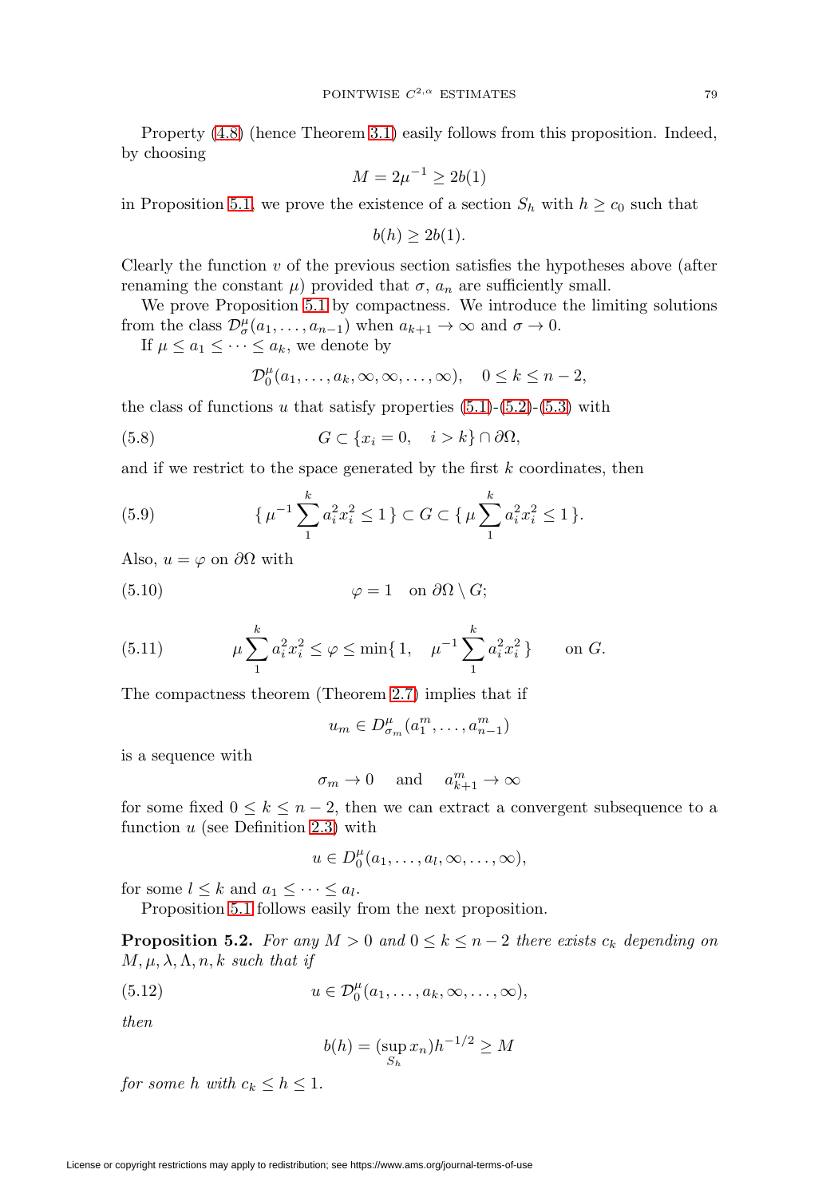Property (4.8) (hence Theorem 3.1) easily follows from this proposition. Indeed, by choosing

$$M = 2\mu^{-1} \geq 2b(1)$$

in Proposition 5.1, we prove the existence of a section $S_h$ with $h \geq c_0$ such that

$$b(h) \geq 2b(1).$$

Clearly the function $v$ of the previous section satisfies the hypotheses above (after renaming the constant $\mu$) provided that $\sigma$, $a_n$ are sufficiently small.

We prove Proposition 5.1 by compactness. We introduce the limiting solutions from the class $\mathcal{D}^\mu_\sigma(a_1, \ldots, a_{n-1})$ when $a_{k+1} \to \infty$ and $\sigma \to 0$.

If $\mu \leq a_1 \leq \cdots \leq a_k$, we denote by

$$\mathcal{D}^\mu_0(a_1, \ldots, a_k, \infty, \infty, \ldots, \infty), \quad 0 \leq k \leq n-2,$$

the class of functions $u$ that satisfy properties (5.1)-(5.2)-(5.3) with

$$G \subset \{x_i = 0, \quad i > k\} \cap \partial\Omega, \tag{5.8}$$

and if we restrict to the space generated by the first $k$ coordinates, then

$$\{\, \mu^{-1} \sum_1^k a_i^2 x_i^2 \leq 1 \,\} \subset G \subset \{\, \mu \sum_1^k a_i^2 x_i^2 \leq 1 \,\}. \tag{5.9}$$

Also, $u = \varphi$ on $\partial\Omega$ with

$$\varphi = 1 \quad \text{on } \partial\Omega \setminus G; \tag{5.10}$$

$$\mu \sum_1^k a_i^2 x_i^2 \leq \varphi \leq \min\{\, 1, \quad \mu^{-1} \sum_1^k a_i^2 x_i^2 \,\} \qquad \text{on } G. \tag{5.11}$$

The compactness theorem (Theorem 2.7) implies that if

$$u_m \in D^\mu_{\sigma_m}(a_1^m, \ldots, a_{n-1}^m)$$

is a sequence with

$$\sigma_m \to 0 \quad \text{ and } \quad a_{k+1}^m \to \infty$$

for some fixed $0 \leq k \leq n-2$, then we can extract a convergent subsequence to a function $u$ (see Definition 2.3) with

$$u \in D^\mu_0(a_1, \ldots, a_l, \infty, \ldots, \infty),$$

for some $l \leq k$ and $a_1 \leq \cdots \leq a_l$.

Proposition 5.1 follows easily from the next proposition.

**Proposition 5.2.** *For any $M > 0$ and $0 \leq k \leq n-2$ there exists $c_k$ depending on $M, \mu, \lambda, \Lambda, n, k$ such that if*

$$u \in \mathcal{D}^\mu_0(a_1, \ldots, a_k, \infty, \ldots, \infty), \tag{5.12}$$

*then*

$$b(h) = (\sup_{S_h} x_n) h^{-1/2} \geq M$$

*for some $h$ with $c_k \leq h \leq 1$.*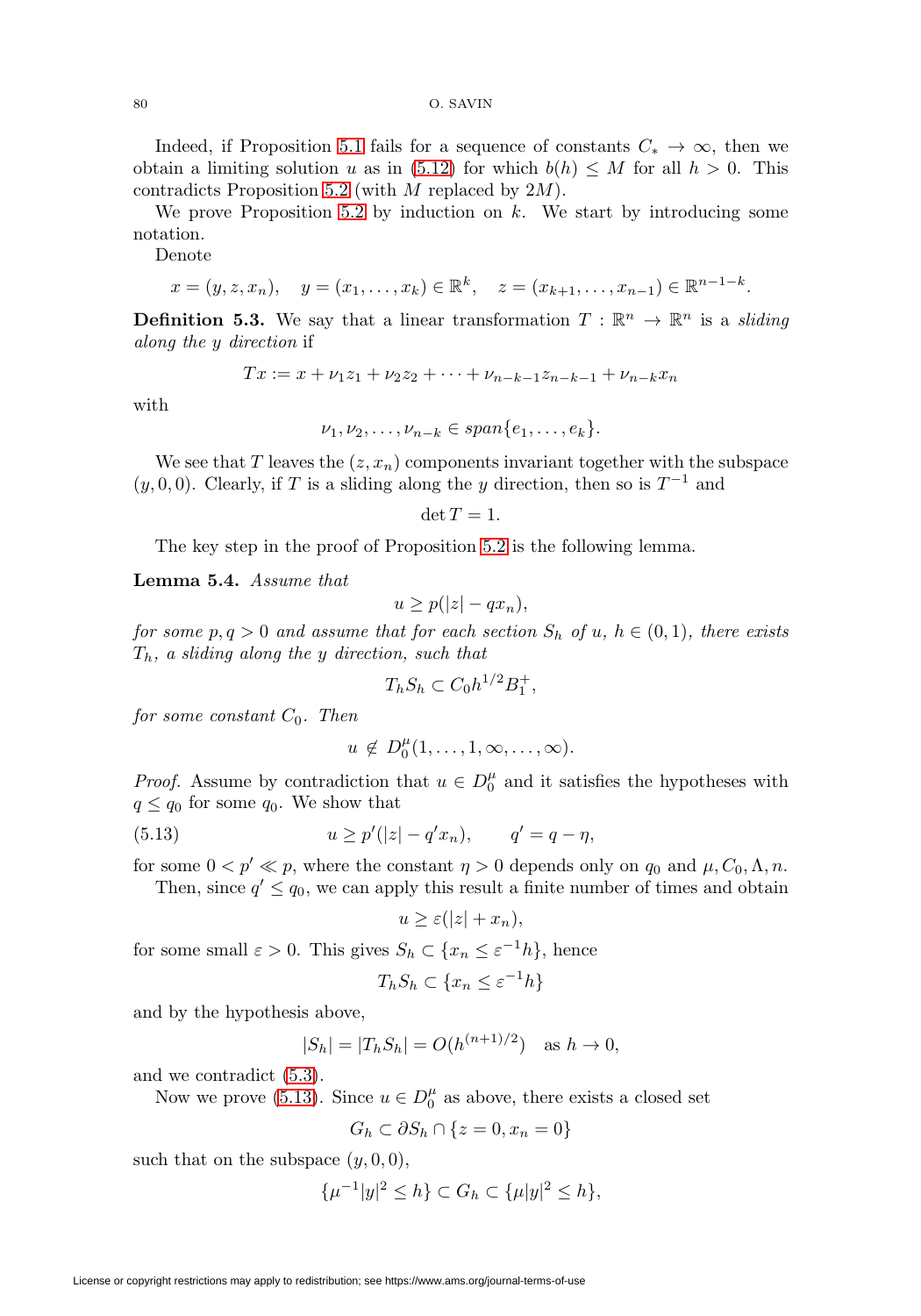Indeed, if Proposition 5.1 fails for a sequence of constants $C_* \to \infty$, then we obtain a limiting solution $u$ as in (5.12) for which $b(h) \leq M$ for all $h > 0$. This contradicts Proposition 5.2 (with $M$ replaced by $2M$).

We prove Proposition 5.2 by induction on $k$. We start by introducing some notation.

Denote

$$x = (y, z, x_n), \quad y = (x_1, \ldots, x_k) \in \mathbb{R}^k, \quad z = (x_{k+1}, \ldots, x_{n-1}) \in \mathbb{R}^{n-1-k}.$$

**Definition 5.3.** We say that a linear transformation $T : \mathbb{R}^n \to \mathbb{R}^n$ is a *sliding along the $y$ direction* if

$$Tx := x + \nu_1 z_1 + \nu_2 z_2 + \cdots + \nu_{n-k-1} z_{n-k-1} + \nu_{n-k} x_n$$

with

$$\nu_1, \nu_2, \ldots, \nu_{n-k} \in span\{e_1, \ldots, e_k\}.$$

We see that $T$ leaves the $(z, x_n)$ components invariant together with the subspace $(y, 0, 0)$. Clearly, if $T$ is a sliding along the $y$ direction, then so is $T^{-1}$ and

$$\det T = 1.$$

The key step in the proof of Proposition 5.2 is the following lemma.

**Lemma 5.4.** *Assume that*

$$u \geq p(|z| - q x_n),$$

*for some $p, q > 0$ and assume that for each section $S_h$ of $u$, $h \in (0, 1)$, there exists $T_h$, a sliding along the $y$ direction, such that*

$$T_h S_h \subset C_0 h^{1/2} B_1^+,$$

*for some constant $C_0$. Then*

$$u \notin D_0^\mu(1, \ldots, 1, \infty, \ldots, \infty).$$

*Proof.* Assume by contradiction that $u \in D_0^\mu$ and it satisfies the hypotheses with $q \leq q_0$ for some $q_0$. We show that

$$u \geq p'(|z| - q' x_n), \qquad q' = q - \eta, \tag{5.13}$$

for some $0 < p' \ll p$, where the constant $\eta > 0$ depends only on $q_0$ and $\mu, C_0, \Lambda, n$.

Then, since $q' \leq q_0$, we can apply this result a finite number of times and obtain

$$u \geq \varepsilon(|z| + x_n),$$

for some small $\varepsilon > 0$. This gives $S_h \subset \{x_n \leq \varepsilon^{-1} h\}$, hence

$$T_h S_h \subset \{x_n \leq \varepsilon^{-1} h\}$$

and by the hypothesis above,

$$|S_h| = |T_h S_h| = O(h^{(n+1)/2}) \quad \text{as } h \to 0,$$

and we contradict (5.3).

Now we prove (5.13). Since $u \in D_0^\mu$ as above, there exists a closed set

$$G_h \subset \partial S_h \cap \{z = 0, x_n = 0\}$$

such that on the subspace $(y, 0, 0)$,

$$\{\mu^{-1}|y|^2 \leq h\} \subset G_h \subset \{\mu |y|^2 \leq h\},$$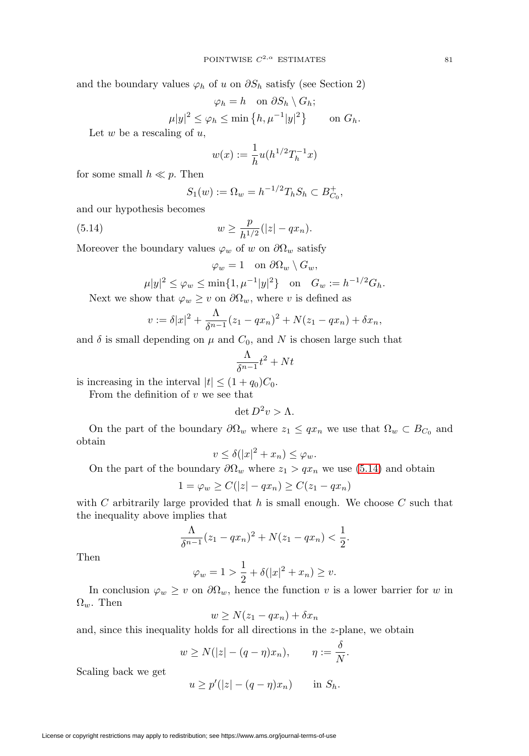and the boundary values $\varphi_h$ of $u$ on $\partial S_h$ satisfy (see Section 2)

$$\varphi_h = h \quad \text{on } \partial S_h \setminus G_h;$$

$$\mu |y|^2 \leq \varphi_h \leq \min\left\{h, \mu^{-1}|y|^2\right\} \qquad \text{on } G_h.$$

Let $w$ be a rescaling of $u$,

$$w(x) := \frac{1}{h} u(h^{1/2} T_h^{-1} x)$$

for some small $h \ll p$. Then

$$S_1(w) := \Omega_w = h^{-1/2} T_h S_h \subset B_{C_0}^+,$$

and our hypothesis becomes

$$w \geq \frac{p}{h^{1/2}}(|z| - q x_n). \tag{5.14}$$

Moreover the boundary values $\varphi_w$ of $w$ on $\partial \Omega_w$ satisfy

$$\varphi_w = 1 \quad \text{on } \partial\Omega_w \setminus G_w,$$

$$\mu |y|^2 \leq \varphi_w \leq \min\{1, \mu^{-1}|y|^2\} \quad \text{on} \quad G_w := h^{-1/2} G_h.$$

Next we show that $\varphi_w \geq v$ on $\partial \Omega_w$, where $v$ is defined as

$$v := \delta |x|^2 + \frac{\Lambda}{\delta^{n-1}}(z_1 - q x_n)^2 + N(z_1 - q x_n) + \delta x_n,$$

and $\delta$ is small depending on $\mu$ and $C_0$, and $N$ is chosen large such that

$$\frac{\Lambda}{\delta^{n-1}} t^2 + N t$$

is increasing in the interval $|t| \leq (1 + q_0) C_0$.

From the definition of $v$ we see that

$$\det D^2 v > \Lambda.$$

On the part of the boundary $\partial\Omega_w$ where $z_1 \leq q x_n$ we use that $\Omega_w \subset B_{C_0}$ and obtain

$$v \leq \delta(|x|^2 + x_n) \leq \varphi_w.$$

On the part of the boundary $\partial \Omega_w$ where $z_1 > q x_n$ we use (5.14) and obtain

$$1 = \varphi_w \geq C(|z| - q x_n) \geq C(z_1 - q x_n)$$

with $C$ arbitrarily large provided that $h$ is small enough. We choose $C$ such that the inequality above implies that

$$\frac{\Lambda}{\delta^{n-1}}(z_1 - q x_n)^2 + N(z_1 - q x_n) < \frac{1}{2}.$$

Then

$$\varphi_w = 1 > \frac{1}{2} + \delta(|x|^2 + x_n) \geq v.$$

In conclusion $\varphi_w \geq v$ on $\partial \Omega_w$, hence the function $v$ is a lower barrier for $w$ in $\Omega_w$. Then

$$w \geq N(z_1 - q x_n) + \delta x_n$$

and, since this inequality holds for all directions in the $z$-plane, we obtain

$$w \geq N(|z| - (q - \eta) x_n), \qquad \eta := \frac{\delta}{N}.$$

Scaling back we get

$$u \geq p'(|z| - (q - \eta) x_n) \qquad \text{in } S_h.$$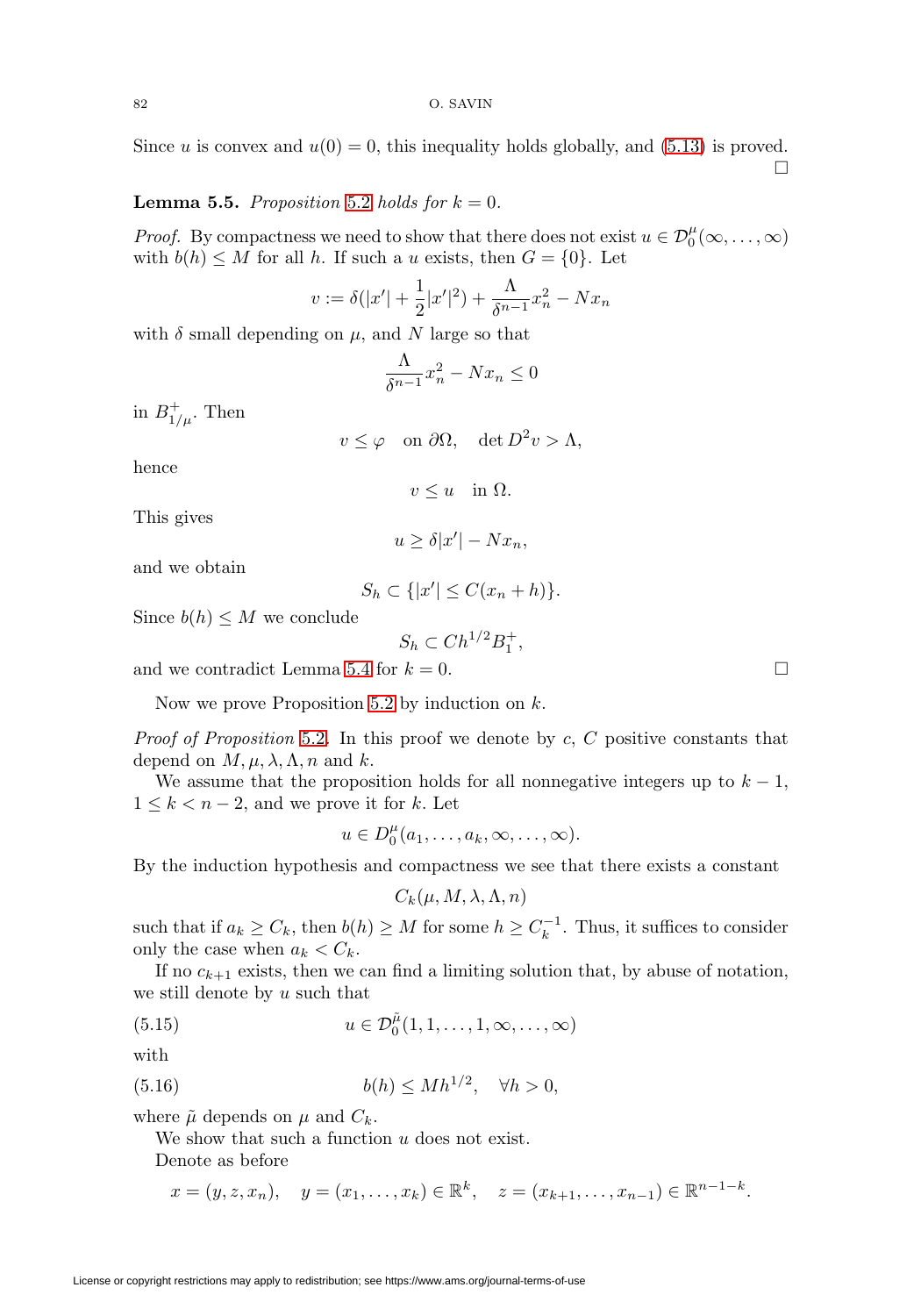Since $u$ is convex and $u(0) = 0$, this inequality holds globally, and (5.13) is proved. $\square$

**Lemma 5.5.** *Proposition* 5.2 *holds for* $k = 0$.

*Proof.* By compactness we need to show that there does not exist $u \in \mathcal{D}_0^\mu(\infty, \dots, \infty)$ with $b(h) \leq M$ for all $h$. If such a $u$ exists, then $G = \{0\}$. Let

$$v := \delta(|x'| + \frac{1}{2}|x'|^2) + \frac{\Lambda}{\delta^{n-1}} x_n^2 - N x_n$$

with $\delta$ small depending on $\mu$, and $N$ large so that

$$\frac{\Lambda}{\delta^{n-1}} x_n^2 - N x_n \leq 0$$

in $B_{1/\mu}^+$. Then

$$v \leq \varphi \quad \text{on } \partial\Omega, \quad \det D^2 v > \Lambda,$$

hence

$$v \leq u \quad \text{in } \Omega.$$

This gives

$$u \geq \delta |x'| - N x_n,$$

and we obtain

$$S_h \subset \{|x'| \leq C(x_n + h)\}.$$

Since $b(h) \leq M$ we conclude

$$S_h \subset C h^{1/2} B_1^+,$$

and we contradict Lemma 5.4 for $k = 0$. $\square$

Now we prove Proposition 5.2 by induction on $k$.

*Proof of Proposition* 5.2. In this proof we denote by $c$, $C$ positive constants that depend on $M, \mu, \lambda, \Lambda, n$ and $k$.

We assume that the proposition holds for all nonnegative integers up to $k-1$, $1 \leq k < n-2$, and we prove it for $k$. Let

$$u \in D_0^\mu(a_1, \dots, a_k, \infty, \dots, \infty).$$

By the induction hypothesis and compactness we see that there exists a constant

$$C_k(\mu, M, \lambda, \Lambda, n)$$

such that if $a_k \geq C_k$, then $b(h) \geq M$ for some $h \geq C_k^{-1}$. Thus, it suffices to consider only the case when $a_k < C_k$.

If no $c_{k+1}$ exists, then we can find a limiting solution that, by abuse of notation, we still denote by $u$ such that

$$u \in \mathcal{D}_0^{\tilde{\mu}}(1, 1, \dots, 1, \infty, \dots, \infty) \tag{5.15}$$

with

$$b(h) \leq M h^{1/2}, \quad \forall h > 0, \tag{5.16}$$

where $\tilde{\mu}$ depends on $\mu$ and $C_k$.

We show that such a function $u$ does not exist.

Denote as before

$$x = (y, z, x_n), \quad y = (x_1, \dots, x_k) \in \mathbb{R}^k, \quad z = (x_{k+1}, \dots, x_{n-1}) \in \mathbb{R}^{n-1-k}.$$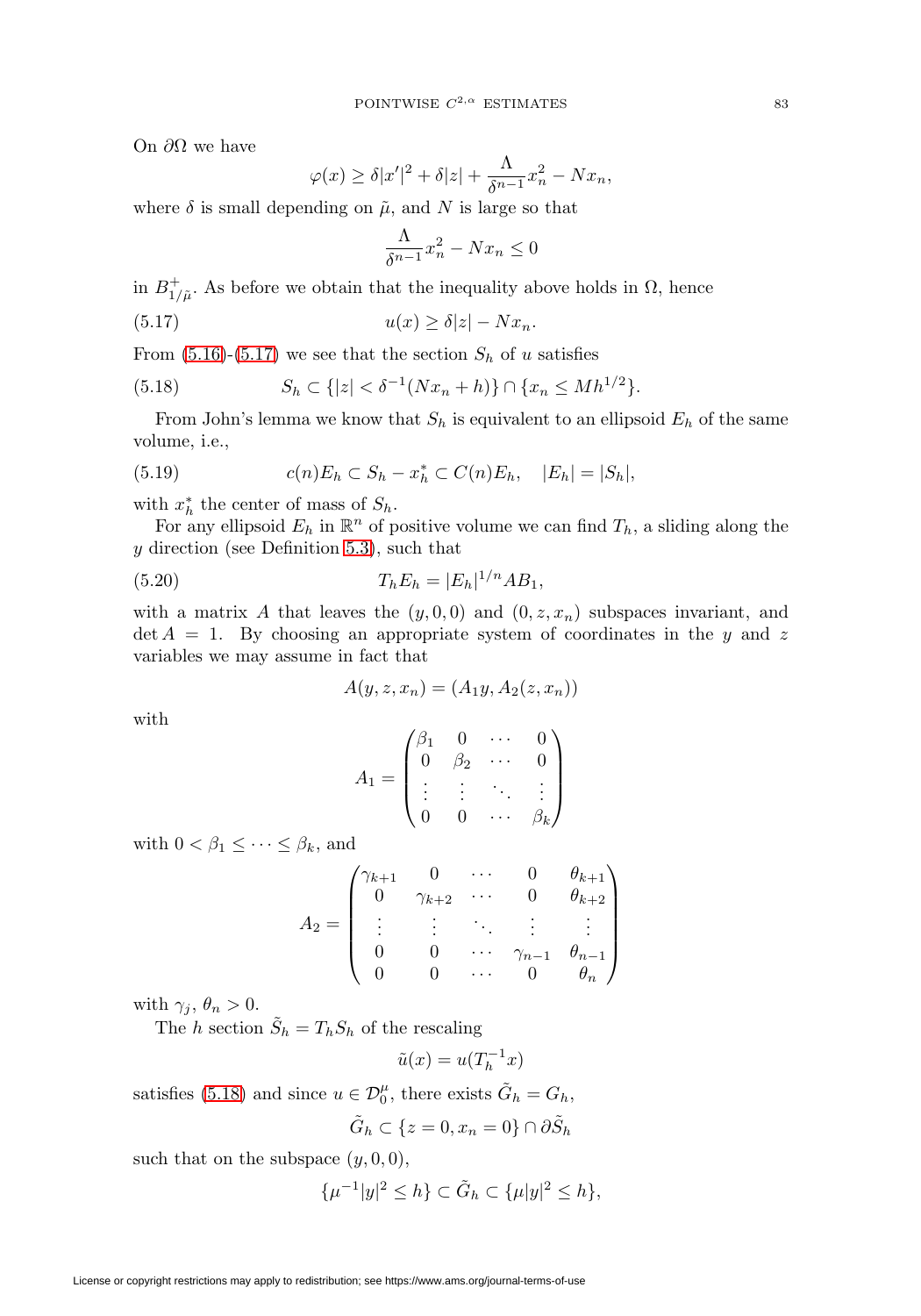On $\partial\Omega$ we have

$$\varphi(x) \geq \delta|x'|^2 + \delta|z| + \frac{\Lambda}{\delta^{n-1}}x_n^2 - Nx_n,$$

where $\delta$ is small depending on $\tilde{\mu}$, and $N$ is large so that

$$\frac{\Lambda}{\delta^{n-1}}x_n^2 - Nx_n \leq 0$$

in $B^+_{1/\tilde{\mu}}$. As before we obtain that the inequality above holds in $\Omega$, hence

$$u(x) \geq \delta|z| - Nx_n. \tag{5.17}$$

From (5.16)-(5.17) we see that the section $S_h$ of $u$ satisfies

$$S_h \subset \{|z| < \delta^{-1}(Nx_n + h)\} \cap \{x_n \leq Mh^{1/2}\}. \tag{5.18}$$

From John's lemma we know that $S_h$ is equivalent to an ellipsoid $E_h$ of the same volume, i.e.,

$$c(n)E_h \subset S_h - x_h^* \subset C(n)E_h, \quad |E_h| = |S_h|, \tag{5.19}$$

with $x_h^*$ the center of mass of $S_h$.

For any ellipsoid $E_h$ in $\mathbb{R}^n$ of positive volume we can find $T_h$, a sliding along the $y$ direction (see Definition 5.3), such that

$$T_h E_h = |E_h|^{1/n} A B_1, \tag{5.20}$$

with a matrix $A$ that leaves the $(y, 0, 0)$ and $(0, z, x_n)$ subspaces invariant, and $\det A = 1$. By choosing an appropriate system of coordinates in the $y$ and $z$ variables we may assume in fact that

$$A(y, z, x_n) = (A_1 y, A_2(z, x_n))$$

with

$$A_1 = \begin{pmatrix} \beta_1 & 0 & \cdots & 0 \\ 0 & \beta_2 & \cdots & 0 \\ \vdots & \vdots & \ddots & \vdots \\ 0 & 0 & \cdots & \beta_k \end{pmatrix}$$

with $0 < \beta_1 \leq \cdots \leq \beta_k$, and

$$A_2 = \begin{pmatrix} \gamma_{k+1} & 0 & \cdots & 0 & \theta_{k+1} \\ 0 & \gamma_{k+2} & \cdots & 0 & \theta_{k+2} \\ \vdots & \vdots & \ddots & \vdots & \vdots \\ 0 & 0 & \cdots & \gamma_{n-1} & \theta_{n-1} \\ 0 & 0 & \cdots & 0 & \theta_n \end{pmatrix}$$

with $\gamma_j$, $\theta_n > 0$.

The $h$ section $\tilde{S}_h = T_h S_h$ of the rescaling

$$\tilde{u}(x) = u(T_h^{-1}x)$$

satisfies (5.18) and since $u \in \mathcal{D}_0^\mu$, there exists $\tilde{G}_h = G_h$,

$$\tilde{G}_h \subset \{z = 0, x_n = 0\} \cap \partial\tilde{S}_h$$

such that on the subspace $(y, 0, 0)$,

$$\{\mu^{-1}|y|^2 \leq h\} \subset \tilde{G}_h \subset \{\mu|y|^2 \leq h\},$$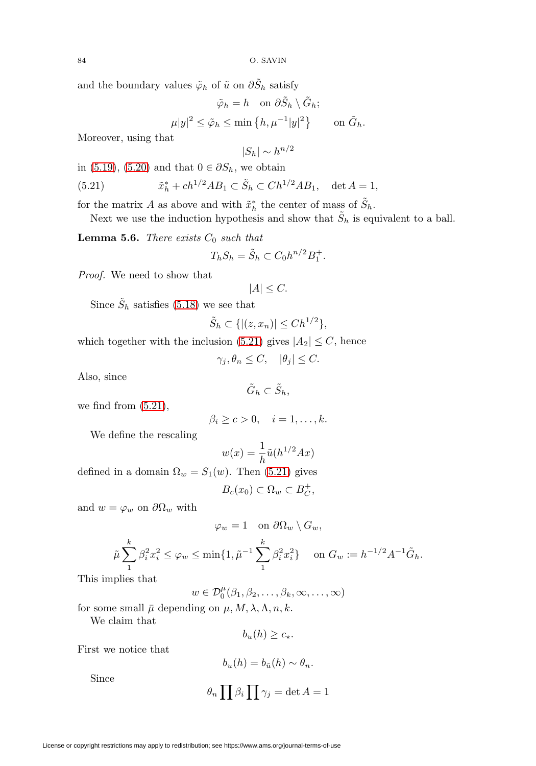and the boundary values $\tilde{\varphi}_h$ of $\tilde{u}$ on $\partial \tilde{S}_h$ satisfy

$$\tilde{\varphi}_h = h \quad \text{on } \partial \tilde{S}_h \setminus \tilde{G}_h;$$

$$\mu |y|^2 \leq \tilde{\varphi}_h \leq \min\left\{h, \mu^{-1}|y|^2\right\} \qquad \text{on } \tilde{G}_h.$$

Moreover, using that

$$|S_h| \sim h^{n/2}$$

in (5.19), (5.20) and that $0 \in \partial S_h$, we obtain

$$\tilde{x}_h^* + ch^{1/2}AB_1 \subset \tilde{S}_h \subset Ch^{1/2}AB_1, \quad \det A = 1, \tag{5.21}$$

for the matrix $A$ as above and with $\tilde{x}_h^*$ the center of mass of $\tilde{S}_h$.

Next we use the induction hypothesis and show that $\tilde{S}_h$ is equivalent to a ball.

**Lemma 5.6.** *There exists $C_0$ such that*

$$T_h S_h = \tilde{S}_h \subset C_0 h^{n/2} B_1^+.$$

*Proof.* We need to show that

$$|A| \leq C.$$

Since $\tilde{S}_h$ satisfies (5.18) we see that

$$\tilde{S}_h \subset \{|(z, x_n)| \leq Ch^{1/2}\},$$

which together with the inclusion (5.21) gives $|A_2| \leq C$, hence

$$\gamma_j, \theta_n \leq C, \quad |\theta_j| \leq C.$$

Also, since

$$\tilde{G}_h \subset \tilde{S}_h,$$

we find from (5.21),

$$\beta_i \geq c > 0, \quad i = 1, \ldots, k.$$

We define the rescaling

$$w(x) = \frac{1}{h}\tilde{u}(h^{1/2}Ax)$$

defined in a domain $\Omega_w = S_1(w)$. Then (5.21) gives

$$B_c(x_0) \subset \Omega_w \subset B_C^+,$$

and $w = \varphi_w$ on $\partial \Omega_w$ with

$$\varphi_w = 1 \quad \text{on } \partial\Omega_w \setminus G_w,$$

$$\tilde{\mu}\sum_1^k \beta_i^2 x_i^2 \leq \varphi_w \leq \min\{1, \tilde{\mu}^{-1}\sum_1^k \beta_i^2 x_i^2\} \quad \text{ on } G_w := h^{-1/2}A^{-1}\tilde{G}_h.$$

This implies that

$$w \in \mathcal{D}_0^{\bar{\mu}}(\beta_1, \beta_2, \ldots, \beta_k, \infty, \ldots, \infty)$$

for some small $\bar{\mu}$ depending on $\mu, M, \lambda, \Lambda, n, k$.

We claim that

$$b_u(h) \geq c_\star.$$

First we notice that

$$b_u(h) = b_{\tilde{u}}(h) \sim \theta_n.$$

Since

$$\theta_n \prod \beta_i \prod \gamma_j = \det A = 1$$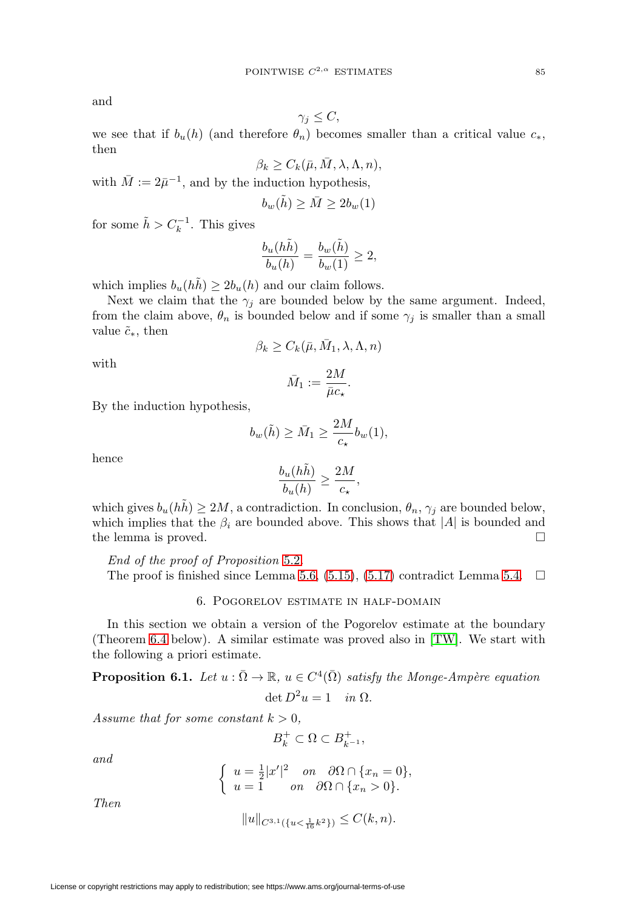and

$$\gamma_j \leq C,$$

we see that if $b_u(h)$ (and therefore $\theta_n$) becomes smaller than a critical value $c_*$, then

$$\beta_k \geq C_k(\bar{\mu}, \bar{M}, \lambda, \Lambda, n),$$

with $\bar{M} := 2\bar{\mu}^{-1}$, and by the induction hypothesis,

$$b_w(\tilde{h}) \geq \bar{M} \geq 2b_w(1)$$

for some $\tilde{h} > C_k^{-1}$. This gives

$$\frac{b_u(h\tilde{h})}{b_u(h)} = \frac{b_w(\tilde{h})}{b_w(1)} \geq 2,$$

which implies $b_u(h\tilde{h}) \geq 2b_u(h)$ and our claim follows.

Next we claim that the $\gamma_j$ are bounded below by the same argument. Indeed, from the claim above, $\theta_n$ is bounded below and if some $\gamma_j$ is smaller than a small value $\tilde{c}_*$, then

$$\beta_k \geq C_k(\bar{\mu}, \bar{M}_1, \lambda, \Lambda, n)$$

with

$$\bar{M}_1 := \frac{2M}{\bar{\mu} c_\star}.$$

By the induction hypothesis,

$$b_w(\tilde{h}) \geq \bar{M}_1 \geq \frac{2M}{c_\star} b_w(1),$$

hence

$$\frac{b_u(h\tilde{h})}{b_u(h)} \geq \frac{2M}{c_\star},$$

which gives $b_u(h\tilde{h}) \geq 2M$, a contradiction. In conclusion, $\theta_n$, $\gamma_j$ are bounded below, which implies that the $\beta_i$ are bounded above. This shows that $|A|$ is bounded and the lemma is proved. $\square$

*End of the proof of Proposition 5.2.*

The proof is finished since Lemma 5.6, (5.15), (5.17) contradict Lemma 5.4. $\square$

## 6. Pogorelov estimate in half-domain

In this section we obtain a version of the Pogorelov estimate at the boundary (Theorem 6.4 below). A similar estimate was proved also in [TW]. We start with the following a priori estimate.

**Proposition 6.1.** *Let $u : \bar{\Omega} \to \mathbb{R}$, $u \in C^4(\bar{\Omega})$ satisfy the Monge-Ampère equation*

$$\det D^2 u = 1 \quad \text{in } \Omega.$$

*Assume that for some constant $k > 0$,*

$$B_k^+ \subset \Omega \subset B_{k^{-1}}^+,$$

*and*

$$\begin{cases} u = \frac{1}{2}|x'|^2 & \text{on} \quad \partial\Omega \cap \{x_n = 0\}, \\ u = 1 & \text{on} \quad \partial\Omega \cap \{x_n > 0\}. \end{cases}$$

*Then*

$$\|u\|_{C^{3,1}(\{u < \frac{1}{16}k^2\})} \leq C(k, n).$$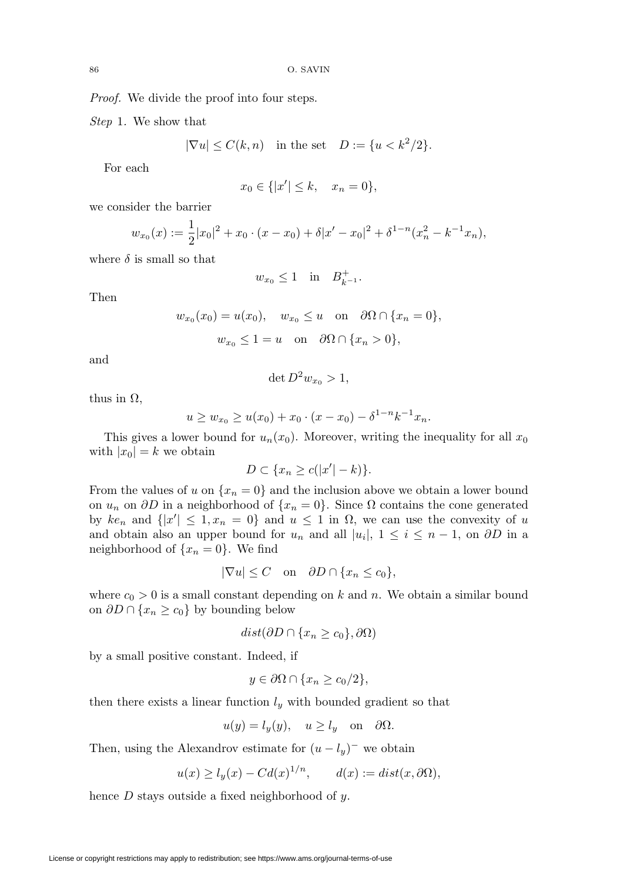*Proof.* We divide the proof into four steps.

*Step* 1. We show that

$$|\nabla u| \leq C(k,n) \quad \text{in the set} \quad D := \{u < k^2/2\}.$$

For each

$$x_0 \in \{|x'| \leq k, \quad x_n = 0\},$$

we consider the barrier

$$w_{x_0}(x) := \frac{1}{2}|x_0|^2 + x_0 \cdot (x - x_0) + \delta |x' - x_0|^2 + \delta^{1-n}(x_n^2 - k^{-1}x_n),$$

where $\delta$ is small so that

$$w_{x_0} \leq 1 \quad \text{in} \quad B^+_{k^{-1}}.$$

Then

$$w_{x_0}(x_0) = u(x_0), \quad w_{x_0} \leq u \quad \text{on} \quad \partial\Omega \cap \{x_n = 0\},$$

$$w_{x_0} \leq 1 = u \quad \text{on} \quad \partial\Omega \cap \{x_n > 0\},$$

and

$$\det D^2 w_{x_0} > 1,$$

thus in $\Omega$,

$$u \geq w_{x_0} \geq u(x_0) + x_0 \cdot (x - x_0) - \delta^{1-n}k^{-1}x_n.$$

This gives a lower bound for $u_n(x_0)$. Moreover, writing the inequality for all $x_0$ with $|x_0| = k$ we obtain

$$D \subset \{x_n \geq c(|x'| - k)\}.$$

From the values of $u$ on $\{x_n = 0\}$ and the inclusion above we obtain a lower bound on $u_n$ on $\partial D$ in a neighborhood of $\{x_n = 0\}$. Since $\Omega$ contains the cone generated by $ke_n$ and $\{|x'| \leq 1, x_n = 0\}$ and $u \leq 1$ in $\Omega$, we can use the convexity of $u$ and obtain also an upper bound for $u_n$ and all $|u_i|$, $1 \leq i \leq n-1$, on $\partial D$ in a neighborhood of $\{x_n = 0\}$. We find

$$|\nabla u| \leq C \quad \text{on} \quad \partial D \cap \{x_n \leq c_0\},$$

where $c_0 > 0$ is a small constant depending on $k$ and $n$. We obtain a similar bound on $\partial D \cap \{x_n \geq c_0\}$ by bounding below

$$dist(\partial D \cap \{x_n \geq c_0\}, \partial\Omega)$$

by a small positive constant. Indeed, if

$$y \in \partial\Omega \cap \{x_n \geq c_0/2\},$$

then there exists a linear function $l_y$ with bounded gradient so that

$$u(y) = l_y(y), \quad u \geq l_y \quad \text{on} \quad \partial\Omega.$$

Then, using the Alexandrov estimate for $(u - l_y)^-$ we obtain

$$u(x) \geq l_y(x) - Cd(x)^{1/n}, \qquad d(x) := dist(x, \partial\Omega),$$

hence $D$ stays outside a fixed neighborhood of $y$.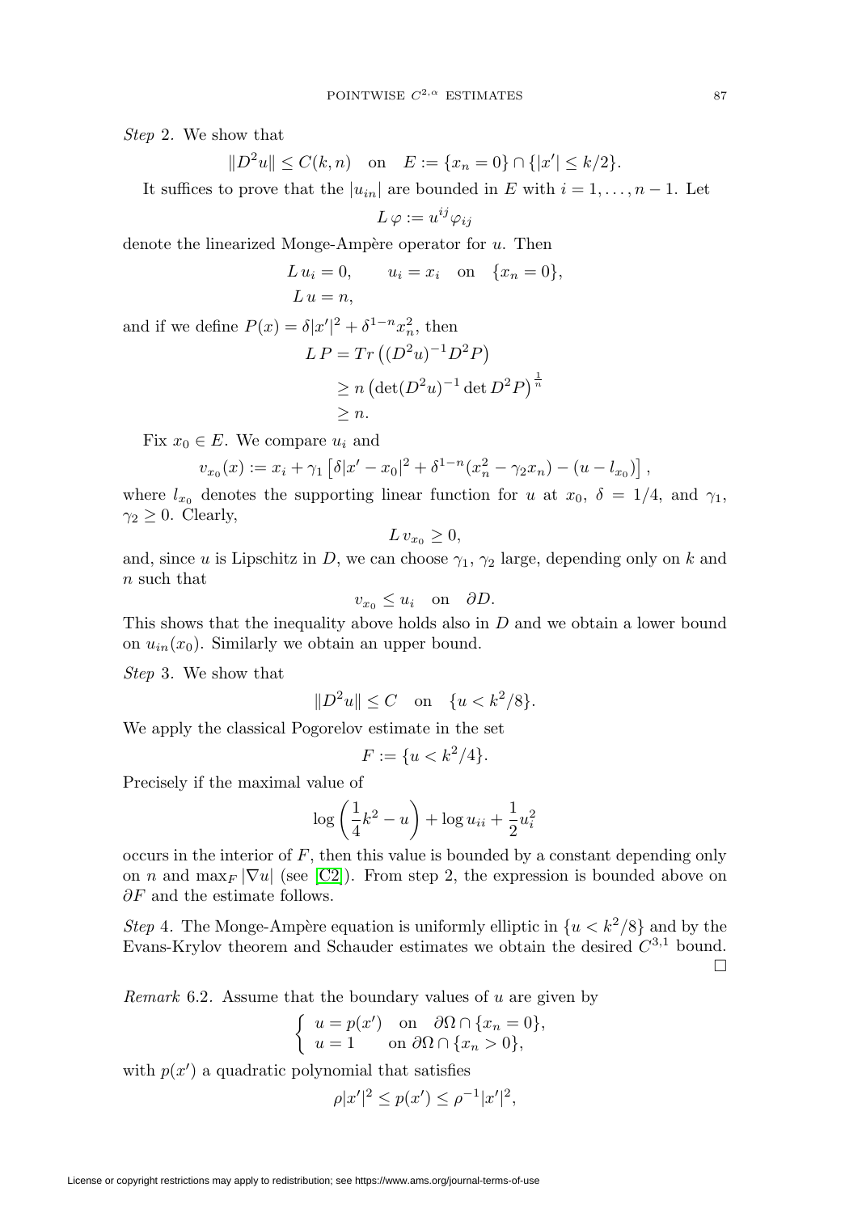*Step* 2. We show that

$$\|D^2u\| \le C(k,n) \quad \text{on} \quad E := \{x_n = 0\} \cap \{|x'| \le k/2\}.$$

It suffices to prove that the $|u_{in}|$ are bounded in $E$ with $i = 1, \dots, n-1$. Let

$$L\,\varphi := u^{ij}\varphi_{ij}$$

denote the linearized Monge-Ampère operator for $u$. Then

$$L\,u_i = 0, \qquad u_i = x_i \quad \text{on} \quad \{x_n = 0\},$$
$$L\,u = n,$$

and if we define $P(x) = \delta|x'|^2 + \delta^{1-n}x_n^2$, then

$$\begin{aligned} L\,P &= Tr\left((D^2u)^{-1}D^2P\right) \\ &\ge n\left(\det(D^2u)^{-1}\det D^2P\right)^{\frac{1}{n}} \\ &\ge n. \end{aligned}$$

Fix $x_0 \in E$. We compare $u_i$ and

$$v_{x_0}(x) := x_i + \gamma_1\left[\delta|x' - x_0|^2 + \delta^{1-n}(x_n^2 - \gamma_2 x_n) - (u - l_{x_0})\right],$$

where $l_{x_0}$ denotes the supporting linear function for $u$ at $x_0$, $\delta = 1/4$, and $\gamma_1$, $\gamma_2 \ge 0$. Clearly,

$$L\,v_{x_0} \ge 0,$$

and, since $u$ is Lipschitz in $D$, we can choose $\gamma_1$, $\gamma_2$ large, depending only on $k$ and $n$ such that

$$v_{x_0} \le u_i \quad \text{on} \quad \partial D.$$

This shows that the inequality above holds also in $D$ and we obtain a lower bound on $u_{in}(x_0)$. Similarly we obtain an upper bound.

*Step* 3. We show that

$$\|D^2u\| \le C \quad \text{on} \quad \{u < k^2/8\}.$$

We apply the classical Pogorelov estimate in the set

$$F := \{u < k^2/4\}.$$

Precisely if the maximal value of

$$\log\left(\frac{1}{4}k^2 - u\right) + \log u_{ii} + \frac{1}{2}u_i^2$$

occurs in the interior of $F$, then this value is bounded by a constant depending only on $n$ and $\max_F |\nabla u|$ (see [C2]). From step 2, the expression is bounded above on $\partial F$ and the estimate follows.

*Step* 4. The Monge-Ampère equation is uniformly elliptic in $\{u < k^2/8\}$ and by the Evans-Krylov theorem and Schauder estimates we obtain the desired $C^{3,1}$ bound. □

*Remark* 6.2. Assume that the boundary values of $u$ are given by

$$\begin{cases} u = p(x') & \text{on} \quad \partial\Omega \cap \{x_n = 0\}, \\ u = 1 & \text{on } \partial\Omega \cap \{x_n > 0\}, \end{cases}$$

with $p(x')$ a quadratic polynomial that satisfies

$$\rho|x'|^2 \le p(x') \le \rho^{-1}|x'|^2,$$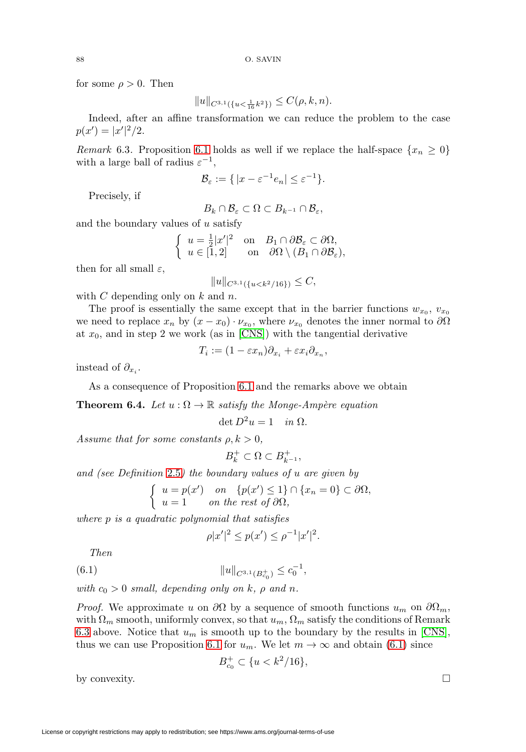for some $\rho > 0$. Then

$$\|u\|_{C^{3,1}(\{u<\frac{1}{16}k^2\})} \leq C(\rho, k, n).$$

Indeed, after an affine transformation we can reduce the problem to the case $p(x') = |x'|^2/2$.

*Remark* 6.3. Proposition 6.1 holds as well if we replace the half-space $\{x_n \geq 0\}$ with a large ball of radius $\varepsilon^{-1}$,

$$\mathcal{B}_\varepsilon := \{\, |x - \varepsilon^{-1} e_n| \leq \varepsilon^{-1}\}.$$

Precisely, if

$$B_k \cap \mathcal{B}_\varepsilon \subset \Omega \subset B_{k^{-1}} \cap \mathcal{B}_\varepsilon,$$

and the boundary values of $u$ satisfy

$$\begin{cases} u = \frac{1}{2}|x'|^2 & \text{on} \quad B_1 \cap \partial\mathcal{B}_\varepsilon \subset \partial\Omega, \\ u \in [1, 2] & \text{on} \quad \partial\Omega \setminus (B_1 \cap \partial\mathcal{B}_\varepsilon), \end{cases}$$

then for all small $\varepsilon$,

$$\|u\|_{C^{3,1}(\{u<k^2/16\})} \leq C,$$

with $C$ depending only on $k$ and $n$.

The proof is essentially the same except that in the barrier functions $w_{x_0}$, $v_{x_0}$ we need to replace $x_n$ by $(x - x_0) \cdot \nu_{x_0}$, where $\nu_{x_0}$ denotes the inner normal to $\partial\Omega$ at $x_0$, and in step 2 we work (as in [CNS]) with the tangential derivative

$$T_i := (1 - \varepsilon x_n)\partial_{x_i} + \varepsilon x_i \partial_{x_n},$$

instead of $\partial_{x_i}$.

As a consequence of Proposition 6.1 and the remarks above we obtain

**Theorem 6.4.** *Let $u : \Omega \to \mathbb{R}$ satisfy the Monge-Ampère equation*

$$\det D^2 u = 1 \quad \text{in } \Omega.$$

*Assume that for some constants $\rho, k > 0$,*

$$B_k^+ \subset \Omega \subset B_{k^{-1}}^+,$$

*and (see Definition 2.5) the boundary values of $u$ are given by*

$$\begin{cases} u = p(x') & \text{on} \quad \{p(x') \leq 1\} \cap \{x_n = 0\} \subset \partial\Omega, \\ u = 1 & \text{on the rest of } \partial\Omega, \end{cases}$$

*where $p$ is a quadratic polynomial that satisfies*

$$\rho|x'|^2 \leq p(x') \leq \rho^{-1}|x'|^2.$$

*Then*

$$\|u\|_{C^{3,1}(B_{c_0}^+)} \leq c_0^{-1}, \tag{6.1}$$

*with $c_0 > 0$ small, depending only on $k$, $\rho$ and $n$.*

*Proof.* We approximate $u$ on $\partial\Omega$ by a sequence of smooth functions $u_m$ on $\partial\Omega_m$, with $\Omega_m$ smooth, uniformly convex, so that $u_m$, $\Omega_m$ satisfy the conditions of Remark 6.3 above. Notice that $u_m$ is smooth up to the boundary by the results in [CNS], thus we can use Proposition 6.1 for $u_m$. We let $m \to \infty$ and obtain (6.1) since

$$B_{c_0}^+ \subset \{u < k^2/16\},$$

by convexity. $\square$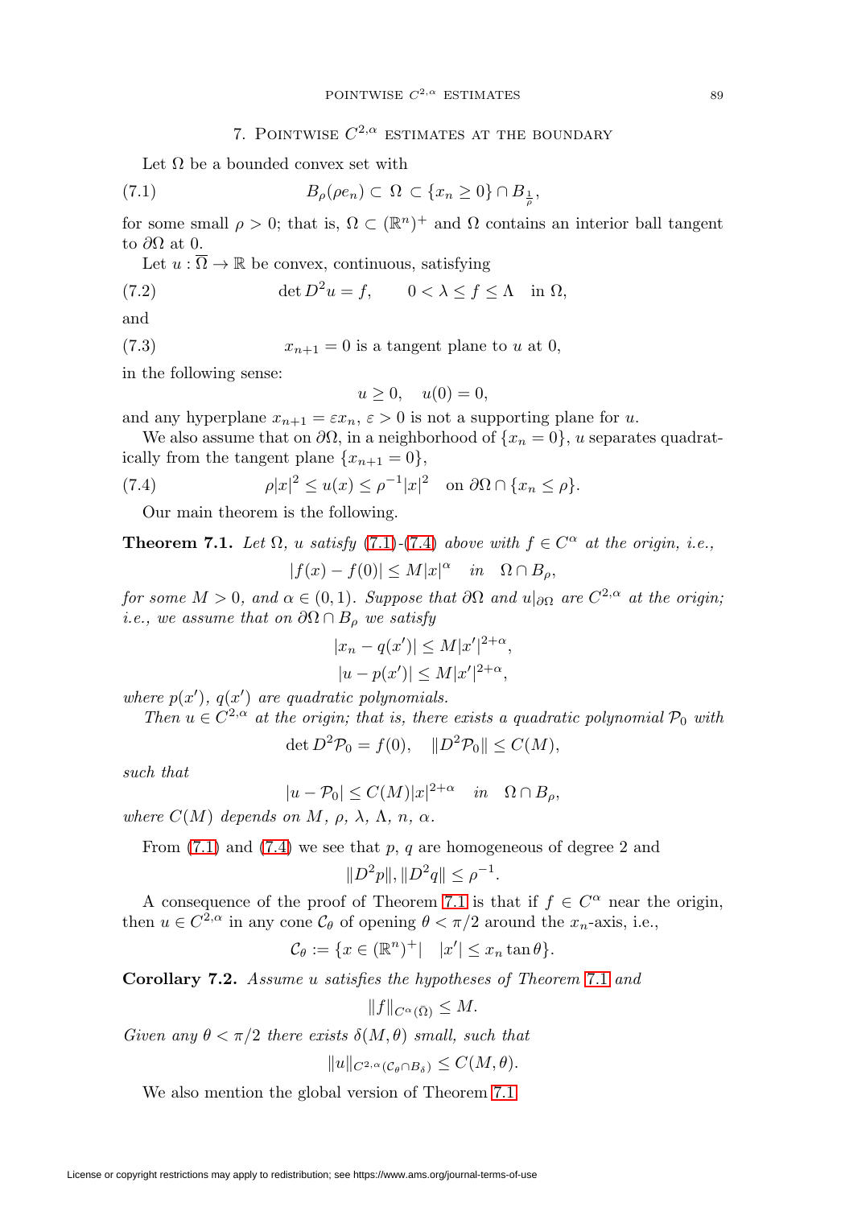## 7. Pointwise $C^{2,\alpha}$ estimates at the boundary

Let $\Omega$ be a bounded convex set with

$$B_\rho(\rho e_n) \subset \Omega \subset \{x_n \geq 0\} \cap B_{\frac{1}{\rho}}, \tag{7.1}$$

for some small $\rho > 0$; that is, $\Omega \subset (\mathbb{R}^n)^+$ and $\Omega$ contains an interior ball tangent to $\partial\Omega$ at 0.

Let $u : \overline{\Omega} \to \mathbb{R}$ be convex, continuous, satisfying

$$\det D^2 u = f, \qquad 0 < \lambda \leq f \leq \Lambda \quad \text{in } \Omega, \tag{7.2}$$

and

$$x_{n+1} = 0 \text{ is a tangent plane to } u \text{ at } 0, \tag{7.3}$$

in the following sense:

$$u \geq 0, \quad u(0) = 0,$$

and any hyperplane $x_{n+1} = \varepsilon x_n$, $\varepsilon > 0$ is not a supporting plane for $u$.

We also assume that on $\partial\Omega$, in a neighborhood of $\{x_n = 0\}$, $u$ separates quadratically from the tangent plane $\{x_{n+1} = 0\}$,

$$\rho |x|^2 \leq u(x) \leq \rho^{-1}|x|^2 \quad \text{on } \partial\Omega \cap \{x_n \leq \rho\}. \tag{7.4}$$

Our main theorem is the following.

**Theorem 7.1.** *Let $\Omega$, $u$ satisfy (7.1)-(7.4) above with $f \in C^\alpha$ at the origin, i.e.,*

$$|f(x) - f(0)| \leq M|x|^\alpha \quad in \quad \Omega \cap B_\rho,$$

*for some $M > 0$, and $\alpha \in (0,1)$. Suppose that $\partial\Omega$ and $u|_{\partial\Omega}$ are $C^{2,\alpha}$ at the origin; i.e., we assume that on $\partial\Omega \cap B_\rho$ we satisfy*

$$|x_n - q(x')| \leq M|x'|^{2+\alpha},$$
$$|u - p(x')| \leq M|x'|^{2+\alpha},$$

*where $p(x')$, $q(x')$ are quadratic polynomials.*

*Then $u \in C^{2,\alpha}$ at the origin; that is, there exists a quadratic polynomial $\mathcal{P}_0$ with*

$$\det D^2\mathcal{P}_0 = f(0), \quad \|D^2\mathcal{P}_0\| \leq C(M),$$

*such that*

$$|u - \mathcal{P}_0| \leq C(M)|x|^{2+\alpha} \quad in \quad \Omega \cap B_\rho,$$

*where $C(M)$ depends on $M$, $\rho$, $\lambda$, $\Lambda$, $n$, $\alpha$.*

From (7.1) and (7.4) we see that $p$, $q$ are homogeneous of degree 2 and

$$\|D^2 p\|, \|D^2 q\| \leq \rho^{-1}.$$

A consequence of the proof of Theorem 7.1 is that if $f \in C^\alpha$ near the origin, then $u \in C^{2,\alpha}$ in any cone $\mathcal{C}_\theta$ of opening $\theta < \pi/2$ around the $x_n$-axis, i.e.,

$$\mathcal{C}_\theta := \{x \in (\mathbb{R}^n)^+ | \quad |x'| \leq x_n \tan\theta\}.$$

**Corollary 7.2.** *Assume $u$ satisfies the hypotheses of Theorem 7.1 and*

$$\|f\|_{C^\alpha(\bar{\Omega})} \leq M.$$

*Given any $\theta < \pi/2$ there exists $\delta(M, \theta)$ small, such that*

$$\|u\|_{C^{2,\alpha}(\mathcal{C}_\theta \cap B_\delta)} \leq C(M, \theta).$$

We also mention the global version of Theorem 7.1.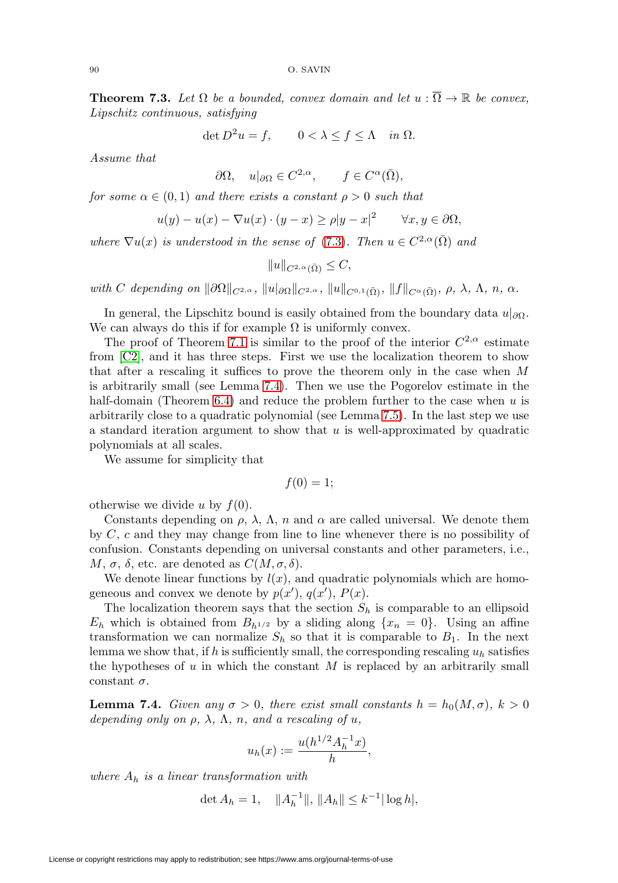**Theorem 7.3.** *Let $\Omega$ be a bounded, convex domain and let $u : \overline{\Omega} \to \mathbb{R}$ be convex, Lipschitz continuous, satisfying*

$$\det D^2 u = f, \qquad 0 < \lambda \leq f \leq \Lambda \quad \text{in } \Omega.$$

*Assume that*

$$\partial\Omega, \quad u|_{\partial\Omega} \in C^{2,\alpha}, \qquad f \in C^{\alpha}(\bar{\Omega}),$$

*for some $\alpha \in (0,1)$ and there exists a constant $\rho > 0$ such that*

$$u(y) - u(x) - \nabla u(x) \cdot (y - x) \geq \rho |y - x|^2 \qquad \forall x, y \in \partial\Omega,$$

*where $\nabla u(x)$ is understood in the sense of (7.3). Then $u \in C^{2,\alpha}(\bar{\Omega})$ and*

$$\|u\|_{C^{2,\alpha}(\bar{\Omega})} \leq C,$$

*with $C$ depending on $\|\partial\Omega\|_{C^{2,\alpha}}$, $\|u_{\partial\Omega}\|_{C^{2,\alpha}}$, $\|u\|_{C^{0,1}(\bar{\Omega})}$, $\|f\|_{C^{\alpha}(\bar{\Omega})}$, $\rho$, $\lambda$, $\Lambda$, $n$, $\alpha$.*

In general, the Lipschitz bound is easily obtained from the boundary data $u|_{\partial\Omega}$. We can always do this if for example $\Omega$ is uniformly convex.

The proof of Theorem 7.1 is similar to the proof of the interior $C^{2,\alpha}$ estimate from [C2], and it has three steps. First we use the localization theorem to show that after a rescaling it suffices to prove the theorem only in the case when $M$ is arbitrarily small (see Lemma 7.4). Then we use the Pogorelov estimate in the half-domain (Theorem 6.4) and reduce the problem further to the case when $u$ is arbitrarily close to a quadratic polynomial (see Lemma 7.5). In the last step we use a standard iteration argument to show that $u$ is well-approximated by quadratic polynomials at all scales.

We assume for simplicity that

$$f(0) = 1;$$

otherwise we divide $u$ by $f(0)$.

Constants depending on $\rho$, $\lambda$, $\Lambda$, $n$ and $\alpha$ are called universal. We denote them by $C$, $c$ and they may change from line to line whenever there is no possibility of confusion. Constants depending on universal constants and other parameters, i.e., $M$, $\sigma$, $\delta$, etc. are denoted as $C(M, \sigma, \delta)$.

We denote linear functions by $l(x)$, and quadratic polynomials which are homogeneous and convex we denote by $p(x')$, $q(x')$, $P(x)$.

The localization theorem says that the section $S_h$ is comparable to an ellipsoid $E_h$ which is obtained from $B_{h^{1/2}}$ by a sliding along $\{x_n = 0\}$. Using an affine transformation we can normalize $S_h$ so that it is comparable to $B_1$. In the next lemma we show that, if $h$ is sufficiently small, the corresponding rescaling $u_h$ satisfies the hypotheses of $u$ in which the constant $M$ is replaced by an arbitrarily small constant $\sigma$.

**Lemma 7.4.** *Given any $\sigma > 0$, there exist small constants $h = h_0(M, \sigma)$, $k > 0$ depending only on $\rho$, $\lambda$, $\Lambda$, $n$, and a rescaling of $u$,*

$$u_h(x) := \frac{u(h^{1/2} A_h^{-1} x)}{h},$$

*where $A_h$ is a linear transformation with*

$$\det A_h = 1, \quad \|A_h^{-1}\|, \|A_h\| \leq k^{-1} |\log h|,$$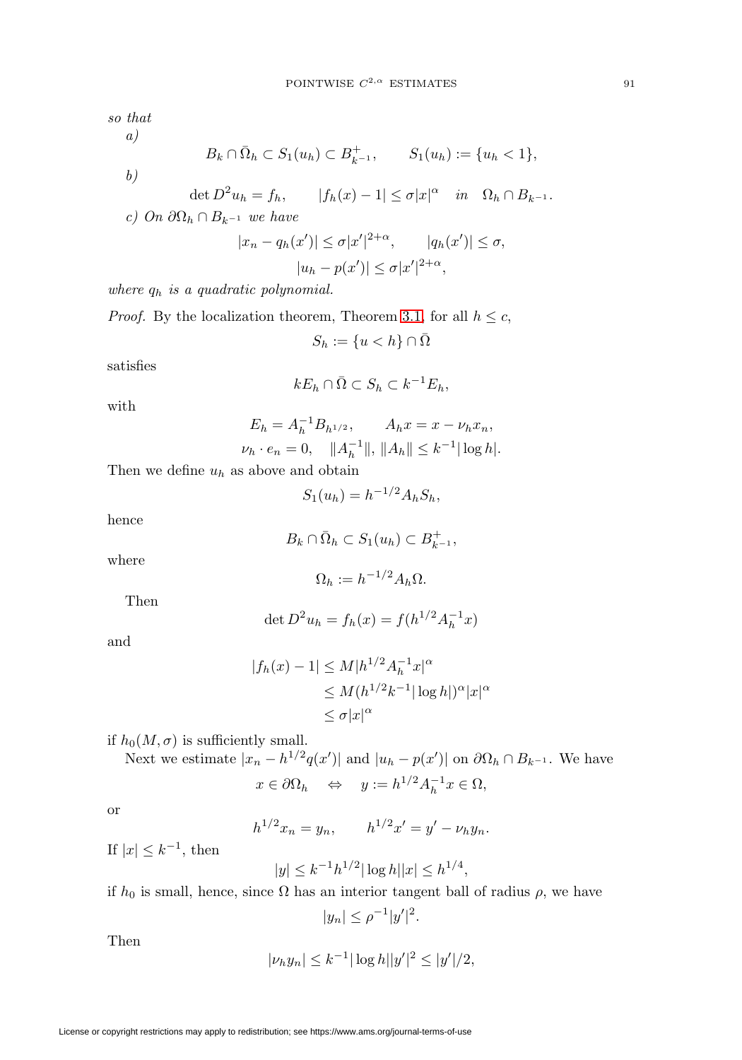*so that*

*a)*

$$B_k \cap \bar{\Omega}_h \subset S_1(u_h) \subset B^+_{k^{-1}}, \qquad S_1(u_h) := \{u_h < 1\},$$

*b)*

$$\det D^2 u_h = f_h, \qquad |f_h(x) - 1| \le \sigma |x|^\alpha \quad in \quad \Omega_h \cap B_{k^{-1}}.$$

*c) On* $\partial\Omega_h \cap B_{k^{-1}}$ *we have*

$$|x_n - q_h(x')| \le \sigma |x'|^{2+\alpha}, \qquad |q_h(x')| \le \sigma,$$
$$|u_h - p(x')| \le \sigma |x'|^{2+\alpha},$$

*where* $q_h$ *is a quadratic polynomial.*

*Proof.* By the localization theorem, Theorem 3.1, for all $h \le c$,

$$S_h := \{u < h\} \cap \bar{\Omega}$$

satisfies

$$kE_h \cap \bar{\Omega} \subset S_h \subset k^{-1} E_h,$$

with

$$E_h = A_h^{-1} B_{h^{1/2}}, \qquad A_h x = x - \nu_h x_n,$$
$$\nu_h \cdot e_n = 0, \quad \|A_h^{-1}\|, \, \|A_h\| \le k^{-1} |\log h|.$$

Then we define $u_h$ as above and obtain

$$S_1(u_h) = h^{-1/2} A_h S_h,$$

hence

$$B_k \cap \bar{\Omega}_h \subset S_1(u_h) \subset B^+_{k^{-1}},$$

where

$$\Omega_h := h^{-1/2} A_h \Omega.$$

Then

$$\det D^2 u_h = f_h(x) = f(h^{1/2} A_h^{-1} x)$$

and

$$\begin{aligned} |f_h(x) - 1| &\le M |h^{1/2} A_h^{-1} x|^\alpha \\ &\le M (h^{1/2} k^{-1} |\log h|)^\alpha |x|^\alpha \\ &\le \sigma |x|^\alpha \end{aligned}$$

if $h_0(M, \sigma)$ is sufficiently small.

Next we estimate $|x_n - h^{1/2} q(x')|$ and $|u_h - p(x')|$ on $\partial\Omega_h \cap B_{k^{-1}}$. We have

$$x \in \partial\Omega_h \quad \Leftrightarrow \quad y := h^{1/2} A_h^{-1} x \in \Omega,$$

or

$$h^{1/2} x_n = y_n, \qquad h^{1/2} x' = y' - \nu_h y_n.$$

If $|x| \le k^{-1}$, then

$$|y| \le k^{-1} h^{1/2} |\log h| |x| \le h^{1/4},$$

if $h_0$ is small, hence, since $\Omega$ has an interior tangent ball of radius $\rho$, we have

$$|y_n| \le \rho^{-1} |y'|^2.$$

Then

$$|\nu_h y_n| \le k^{-1} |\log h| |y'|^2 \le |y'|/2,$$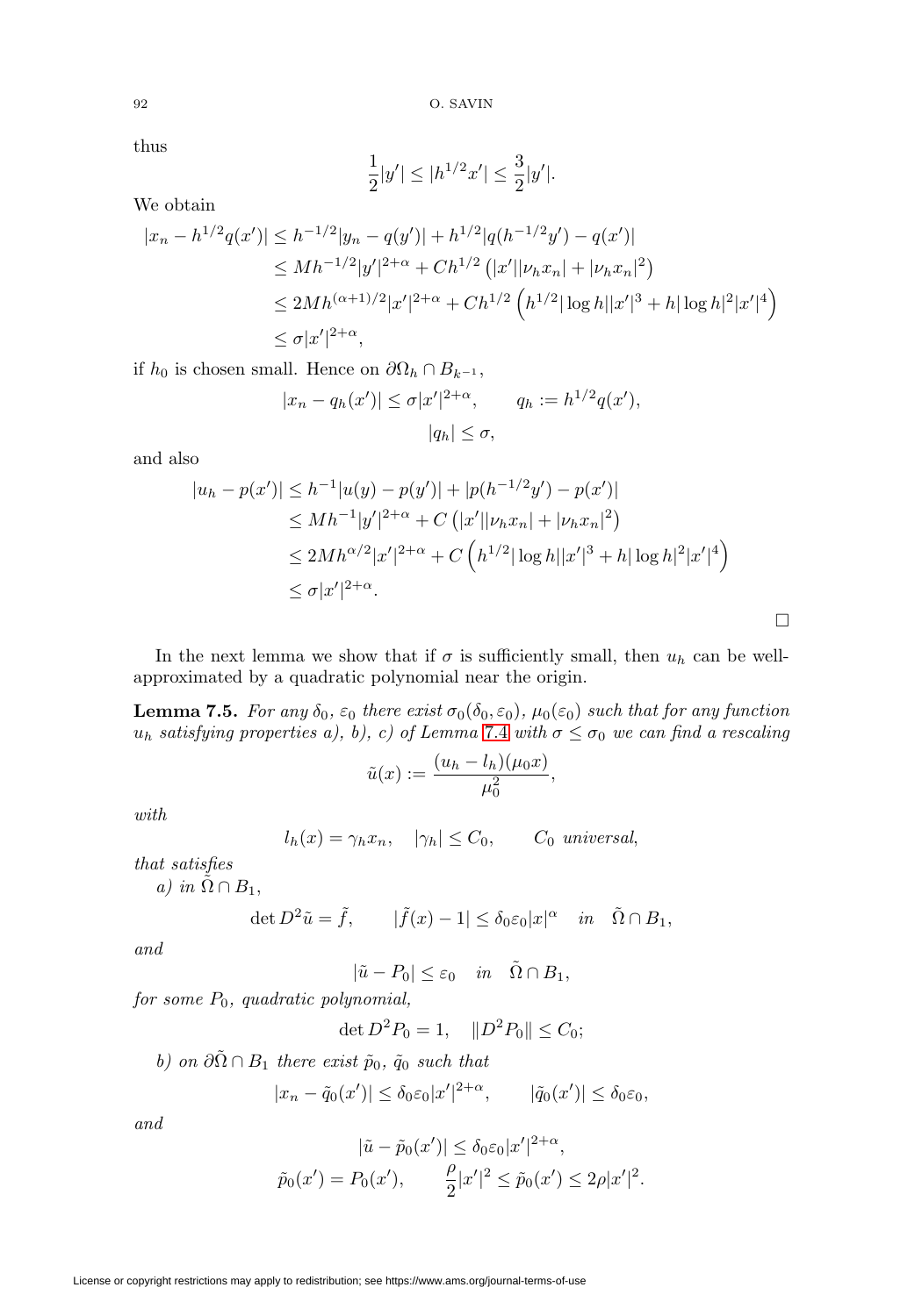thus

$$\frac{1}{2}|y'| \le |h^{1/2}x'| \le \frac{3}{2}|y'|.$$

We obtain

$$\begin{aligned}
|x_n - h^{1/2}q(x')| &\le h^{-1/2}|y_n - q(y')| + h^{1/2}|q(h^{-1/2}y') - q(x')| \\
&\le Mh^{-1/2}|y'|^{2+\alpha} + Ch^{1/2}\left(|x'||\nu_h x_n| + |\nu_h x_n|^2\right) \\
&\le 2Mh^{(\alpha+1)/2}|x'|^{2+\alpha} + Ch^{1/2}\left(h^{1/2}|\log h||x'|^3 + h|\log h|^2|x'|^4\right) \\
&\le \sigma|x'|^{2+\alpha},
\end{aligned}$$

if $h_0$ is chosen small. Hence on $\partial\Omega_h \cap B_{k^{-1}}$,

$$|x_n - q_h(x')| \le \sigma|x'|^{2+\alpha}, \qquad q_h := h^{1/2}q(x'),$$
$$|q_h| \le \sigma,$$

and also

$$\begin{aligned}
|u_h - p(x')| &\le h^{-1}|u(y) - p(y')| + |p(h^{-1/2}y') - p(x')| \\
&\le Mh^{-1}|y'|^{2+\alpha} + C\left(|x'||\nu_h x_n| + |\nu_h x_n|^2\right) \\
&\le 2Mh^{\alpha/2}|x'|^{2+\alpha} + C\left(h^{1/2}|\log h||x'|^3 + h|\log h|^2|x'|^4\right) \\
&\le \sigma|x'|^{2+\alpha}.
\end{aligned}$$

□

In the next lemma we show that if $\sigma$ is sufficiently small, then $u_h$ can be well-approximated by a quadratic polynomial near the origin.

**Lemma 7.5.** *For any $\delta_0$, $\varepsilon_0$ there exist $\sigma_0(\delta_0,\varepsilon_0)$, $\mu_0(\varepsilon_0)$ such that for any function $u_h$ satisfying properties a), b), c) of Lemma 7.4 with $\sigma \le \sigma_0$ we can find a rescaling*

$$\tilde{u}(x) := \frac{(u_h - l_h)(\mu_0 x)}{\mu_0^2},$$

*with*

$$l_h(x) = \gamma_h x_n, \quad |\gamma_h| \le C_0, \qquad C_0 \text{ universal},$$

*that satisfies*

*a) in $\tilde{\Omega} \cap B_1$,*

$$\det D^2\tilde{u} = \tilde{f}, \qquad |\tilde{f}(x) - 1| \le \delta_0\varepsilon_0|x|^\alpha \quad in \quad \tilde{\Omega}\cap B_1,$$

*and*

$$|\tilde{u} - P_0| \le \varepsilon_0 \quad in \quad \tilde{\Omega}\cap B_1,$$

*for some $P_0$, quadratic polynomial,*

$$\det D^2 P_0 = 1, \quad \|D^2 P_0\| \le C_0;$$

*b) on $\partial\tilde{\Omega}\cap B_1$ there exist $\tilde{p}_0$, $\tilde{q}_0$ such that*

$$|x_n - \tilde{q}_0(x')| \le \delta_0\varepsilon_0|x'|^{2+\alpha}, \qquad |\tilde{q}_0(x')| \le \delta_0\varepsilon_0,$$

*and*

$$|\tilde{u} - \tilde{p}_0(x')| \le \delta_0\varepsilon_0|x'|^{2+\alpha},$$
$$\tilde{p}_0(x') = P_0(x'), \qquad \frac{\rho}{2}|x'|^2 \le \tilde{p}_0(x') \le 2\rho|x'|^2.$$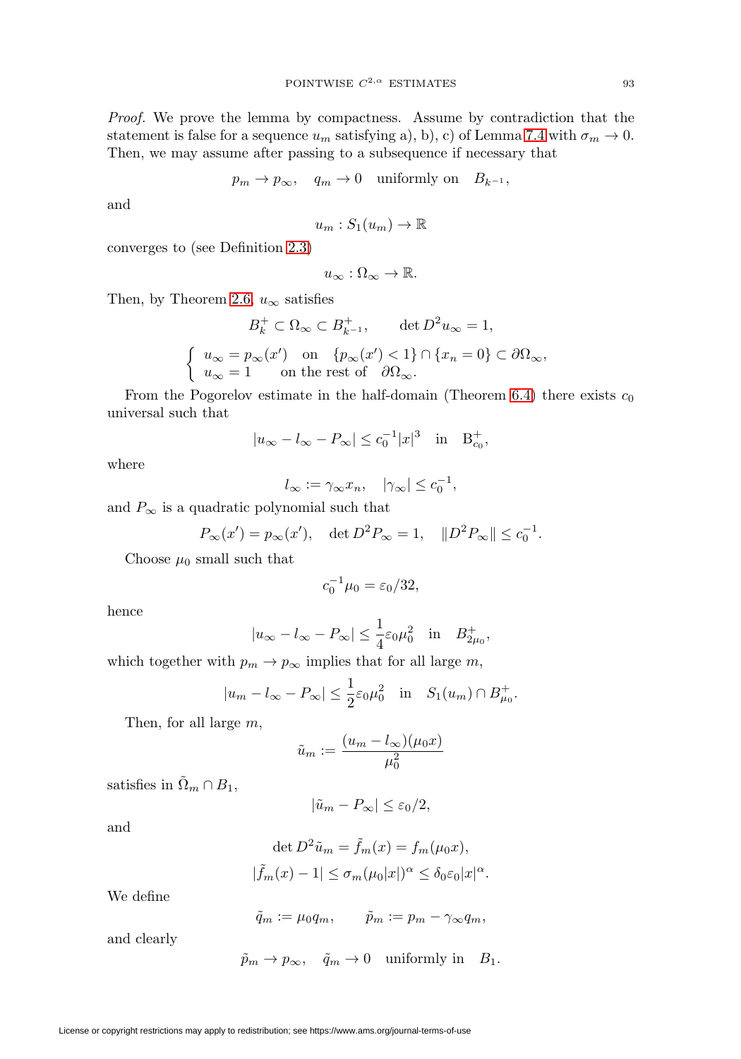*Proof.* We prove the lemma by compactness. Assume by contradiction that the statement is false for a sequence $u_m$ satisfying a), b), c) of Lemma 7.4 with $\sigma_m \to 0$. Then, we may assume after passing to a subsequence if necessary that

$$p_m \to p_\infty, \quad q_m \to 0 \quad \text{uniformly on} \quad B_{k^{-1}},$$

and

$$u_m : S_1(u_m) \to \mathbb{R}$$

converges to (see Definition 2.3)

$$u_\infty : \Omega_\infty \to \mathbb{R}.$$

Then, by Theorem 2.6, $u_\infty$ satisfies

$$B_k^+ \subset \Omega_\infty \subset B_{k^{-1}}^+, \qquad \det D^2 u_\infty = 1,$$

$$\begin{cases} u_\infty = p_\infty(x') \quad \text{on} \quad \{p_\infty(x') < 1\} \cap \{x_n = 0\} \subset \partial\Omega_\infty, \\ u_\infty = 1 \qquad \text{on the rest of} \quad \partial\Omega_\infty. \end{cases}$$

From the Pogorelov estimate in the half-domain (Theorem 6.4) there exists $c_0$ universal such that

$$|u_\infty - l_\infty - P_\infty| \le c_0^{-1}|x|^3 \quad \text{in} \quad \mathrm{B}_{c_0}^+,$$

where

$$l_\infty := \gamma_\infty x_n, \quad |\gamma_\infty| \le c_0^{-1},$$

and $P_\infty$ is a quadratic polynomial such that

$$P_\infty(x') = p_\infty(x'), \quad \det D^2 P_\infty = 1, \quad \|D^2 P_\infty\| \le c_0^{-1}.$$

Choose $\mu_0$ small such that

$$c_0^{-1}\mu_0 = \varepsilon_0/32,$$

hence

$$|u_\infty - l_\infty - P_\infty| \le \frac{1}{4}\varepsilon_0 \mu_0^2 \quad \text{in} \quad B_{2\mu_0}^+,$$

which together with $p_m \to p_\infty$ implies that for all large $m$,

$$|u_m - l_\infty - P_\infty| \le \frac{1}{2}\varepsilon_0 \mu_0^2 \quad \text{in} \quad S_1(u_m) \cap B_{\mu_0}^+.$$

Then, for all large $m$,

$$\tilde{u}_m := \frac{(u_m - l_\infty)(\mu_0 x)}{\mu_0^2}$$

satisfies in $\tilde{\Omega}_m \cap B_1$,

$$|\tilde{u}_m - P_\infty| \le \varepsilon_0/2,$$

and

$$\det D^2 \tilde{u}_m = \tilde{f}_m(x) = f_m(\mu_0 x),$$

$$|\tilde{f}_m(x) - 1| \le \sigma_m(\mu_0|x|)^\alpha \le \delta_0 \varepsilon_0 |x|^\alpha.$$

We define

$$\tilde{q}_m := \mu_0 q_m, \qquad \tilde{p}_m := p_m - \gamma_\infty q_m,$$

and clearly

$$\tilde{p}_m \to p_\infty, \quad \tilde{q}_m \to 0 \quad \text{uniformly in} \quad B_1.$$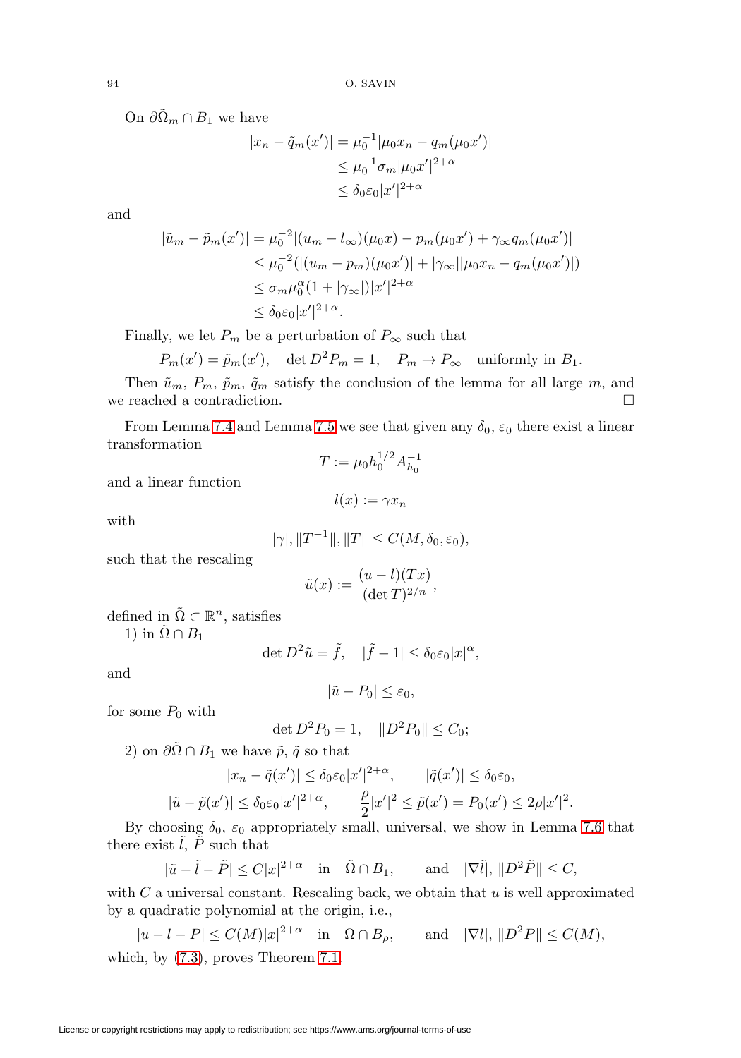On $\partial\tilde{\Omega}_m \cap B_1$ we have

$$\begin{aligned}
|x_n - \tilde{q}_m(x')| &= \mu_0^{-1}|\mu_0 x_n - q_m(\mu_0 x')| \\
&\leq \mu_0^{-1}\sigma_m|\mu_0 x'|^{2+\alpha} \\
&\leq \delta_0\varepsilon_0|x'|^{2+\alpha}
\end{aligned}$$

and

$$\begin{aligned}
|\tilde{u}_m - \tilde{p}_m(x')| &= \mu_0^{-2}|(u_m - l_\infty)(\mu_0 x) - p_m(\mu_0 x') + \gamma_\infty q_m(\mu_0 x')| \\
&\leq \mu_0^{-2}(|(u_m - p_m)(\mu_0 x')| + |\gamma_\infty||\mu_0 x_n - q_m(\mu_0 x')|) \\
&\leq \sigma_m \mu_0^\alpha(1+|\gamma_\infty|)|x'|^{2+\alpha} \\
&\leq \delta_0\varepsilon_0|x'|^{2+\alpha}.
\end{aligned}$$

Finally, we let $P_m$ be a perturbation of $P_\infty$ such that

$$P_m(x') = \tilde{p}_m(x'), \quad \det D^2 P_m = 1, \quad P_m \to P_\infty \quad \text{uniformly in } B_1.$$

Then $\tilde{u}_m$, $P_m$, $\tilde{p}_m$, $\tilde{q}_m$ satisfy the conclusion of the lemma for all large $m$, and we reached a contradiction. $\square$

From Lemma 7.4 and Lemma 7.5 we see that given any $\delta_0$, $\varepsilon_0$ there exist a linear transformation

$$T := \mu_0 h_0^{1/2} A_{h_0}^{-1}$$

and a linear function

$$l(x) := \gamma x_n$$

with

$$|\gamma|, \|T^{-1}\|, \|T\| \leq C(M, \delta_0, \varepsilon_0),$$

such that the rescaling

$$\tilde{u}(x) := \frac{(u-l)(Tx)}{(\det T)^{2/n}},$$

defined in $\tilde{\Omega} \subset \mathbb{R}^n$, satisfies

1) in $\tilde{\Omega} \cap B_1$

$$\det D^2 \tilde{u} = \tilde{f}, \quad |\tilde{f} - 1| \leq \delta_0\varepsilon_0|x|^\alpha,$$

and

$$|\tilde{u} - P_0| \leq \varepsilon_0,$$

for some $P_0$ with

$$\det D^2 P_0 = 1, \quad \|D^2 P_0\| \leq C_0;$$

2) on $\partial\tilde{\Omega} \cap B_1$ we have $\tilde{p}$, $\tilde{q}$ so that

$$|x_n - \tilde{q}(x')| \leq \delta_0\varepsilon_0|x'|^{2+\alpha}, \qquad |\tilde{q}(x')| \leq \delta_0\varepsilon_0,$$

$$|\tilde{u} - \tilde{p}(x')| \leq \delta_0\varepsilon_0|x'|^{2+\alpha}, \qquad \frac{\rho}{2}|x'|^2 \leq \tilde{p}(x') = P_0(x') \leq 2\rho|x'|^2.$$

By choosing $\delta_0$, $\varepsilon_0$ appropriately small, universal, we show in Lemma 7.6 that there exist $\tilde{l}$, $\tilde{P}$ such that

$$|\tilde{u} - \tilde{l} - \tilde{P}| \leq C|x|^{2+\alpha} \quad \text{in} \quad \tilde{\Omega} \cap B_1, \qquad \text{and} \quad |\nabla\tilde{l}|, \|D^2\tilde{P}\| \leq C,$$

with $C$ a universal constant. Rescaling back, we obtain that $u$ is well approximated by a quadratic polynomial at the origin, i.e.,

$$|u - l - P| \leq C(M)|x|^{2+\alpha} \quad \text{in} \quad \Omega \cap B_\rho, \qquad \text{and} \quad |\nabla l|, \|D^2 P\| \leq C(M),$$

which, by (7.3), proves Theorem 7.1.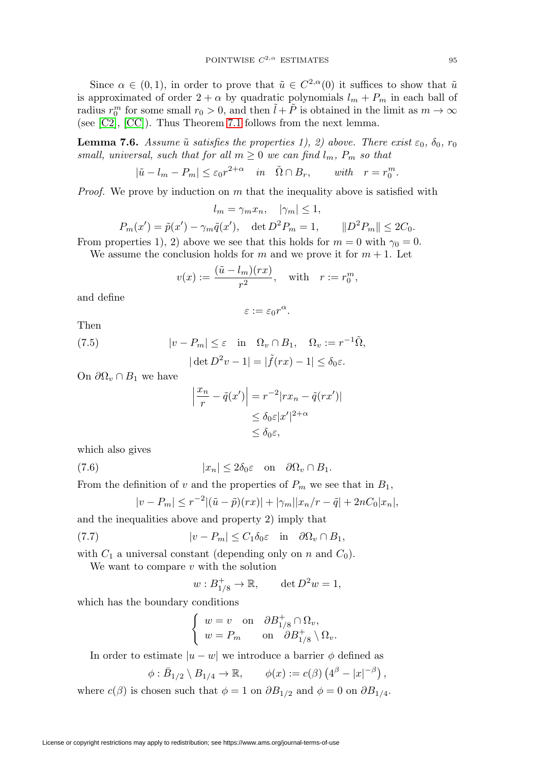Since $\alpha \in (0,1)$, in order to prove that $\tilde{u} \in C^{2,\alpha}(0)$ it suffices to show that $\tilde{u}$ is approximated of order $2+\alpha$ by quadratic polynomials $l_m + P_m$ in each ball of radius $r_0^m$ for some small $r_0 > 0$, and then $\tilde{l} + \tilde{P}$ is obtained in the limit as $m \to \infty$ (see [C2], [CC]). Thus Theorem 7.1 follows from the next lemma.

**Lemma 7.6.** *Assume $\tilde{u}$ satisfies the properties 1), 2) above. There exist $\varepsilon_0$, $\delta_0$, $r_0$ small, universal, such that for all $m \geq 0$ we can find $l_m$, $P_m$ so that*

$$|\tilde{u} - l_m - P_m| \leq \varepsilon_0 r^{2+\alpha} \quad \text{in} \quad \tilde{\Omega} \cap B_r, \qquad \text{with} \quad r = r_0^m.$$

*Proof.* We prove by induction on $m$ that the inequality above is satisfied with

$$l_m = \gamma_m x_n, \quad |\gamma_m| \leq 1,$$

$$P_m(x') = \tilde{p}(x') - \gamma_m \tilde{q}(x'), \quad \det D^2 P_m = 1, \qquad \|D^2 P_m\| \leq 2C_0.$$

From properties 1), 2) above we see that this holds for $m = 0$ with $\gamma_0 = 0$.

We assume the conclusion holds for $m$ and we prove it for $m+1$. Let

$$v(x) := \frac{(\tilde{u} - l_m)(rx)}{r^2}, \quad \text{with} \quad r := r_0^m,$$

and define

$$\varepsilon := \varepsilon_0 r^\alpha.$$

Then

$$|v - P_m| \leq \varepsilon \quad \text{in} \quad \Omega_v \cap B_1, \quad \Omega_v := r^{-1}\tilde{\Omega}, \tag{7.5}$$

$$|\det D^2 v - 1| = |\tilde{f}(rx) - 1| \leq \delta_0 \varepsilon.$$

On $\partial\Omega_v \cap B_1$ we have

$$\begin{aligned} \left| \frac{x_n}{r} - \tilde{q}(x') \right| &= r^{-2} |r x_n - \tilde{q}(r x')| \\ &\leq \delta_0 \varepsilon |x'|^{2+\alpha} \\ &\leq \delta_0 \varepsilon, \end{aligned}$$

which also gives

$$|x_n| \leq 2\delta_0 \varepsilon \quad \text{on} \quad \partial\Omega_v \cap B_1. \tag{7.6}$$

From the definition of $v$ and the properties of $P_m$ we see that in $B_1$,

$$|v - P_m| \leq r^{-2} |(\tilde{u} - \tilde{p})(rx)| + |\gamma_m| |x_n / r - \tilde{q}| + 2nC_0 |x_n|,$$

and the inequalities above and property 2) imply that

$$|v - P_m| \leq C_1 \delta_0 \varepsilon \quad \text{in} \quad \partial\Omega_v \cap B_1, \tag{7.7}$$

with $C_1$ a universal constant (depending only on $n$ and $C_0$).

We want to compare $v$ with the solution

$$w : B_{1/8}^+ \to \mathbb{R}, \qquad \det D^2 w = 1,$$

which has the boundary conditions

$$\begin{cases} w = v & \text{on} \quad \partial B_{1/8}^+ \cap \Omega_v, \\ w = P_m & \text{on} \quad \partial B_{1/8}^+ \setminus \Omega_v. \end{cases}$$

In order to estimate $|u - w|$ we introduce a barrier $\phi$ defined as

$$\phi : \bar{B}_{1/2} \setminus B_{1/4} \to \mathbb{R}, \qquad \phi(x) := c(\beta)\left(4^\beta - |x|^{-\beta}\right),$$

where $c(\beta)$ is chosen such that $\phi = 1$ on $\partial B_{1/2}$ and $\phi = 0$ on $\partial B_{1/4}$.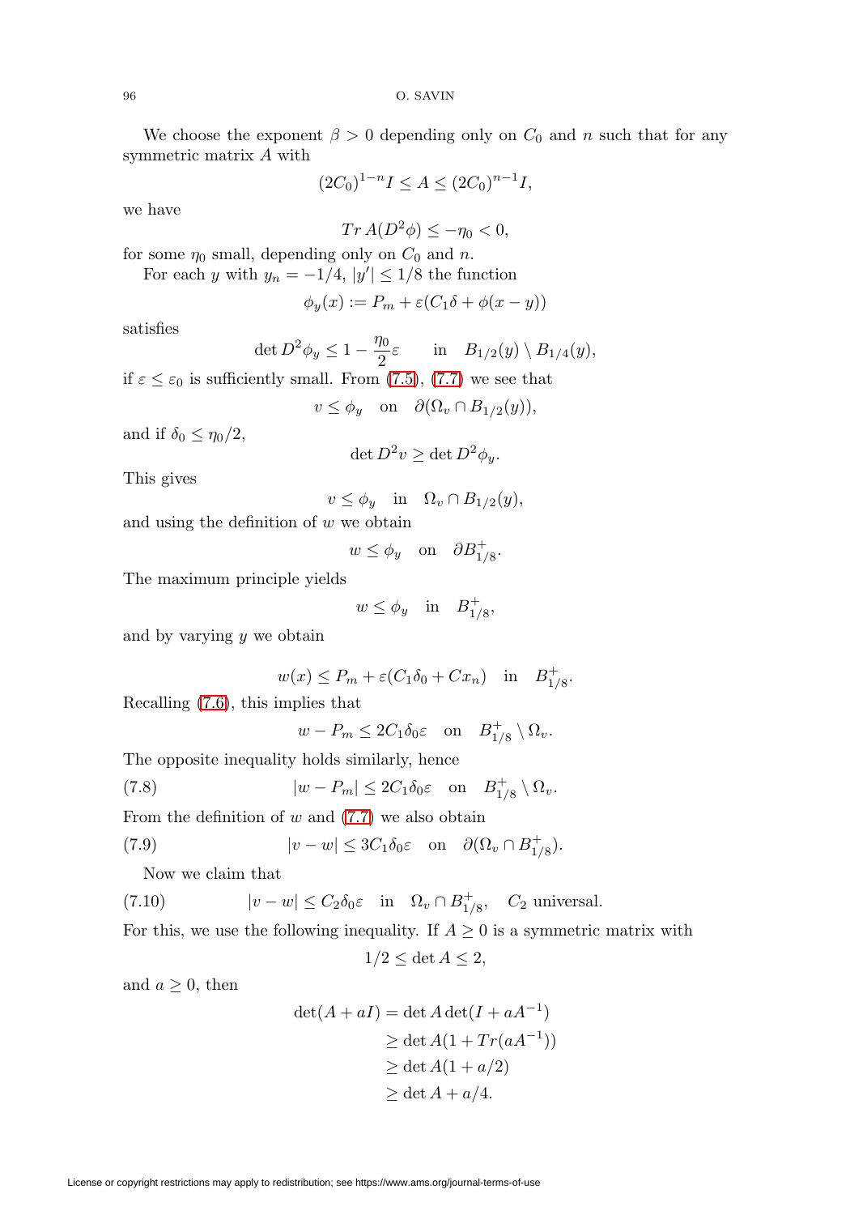We choose the exponent $\beta > 0$ depending only on $C_0$ and $n$ such that for any symmetric matrix $A$ with

$$(2C_0)^{1-n} I \leq A \leq (2C_0)^{n-1} I,$$

we have

$$Tr\, A(D^2\phi) \leq -\eta_0 < 0,$$

for some $\eta_0$ small, depending only on $C_0$ and $n$.

For each $y$ with $y_n = -1/4$, $|y'| \leq 1/8$ the function

$$\phi_y(x) := P_m + \varepsilon(C_1\delta + \phi(x-y))$$

satisfies

$$\det D^2\phi_y \leq 1 - \frac{\eta_0}{2}\varepsilon \qquad \text{in} \quad B_{1/2}(y) \setminus B_{1/4}(y),$$

if $\varepsilon \leq \varepsilon_0$ is sufficiently small. From (7.5), (7.7) we see that

$$v \leq \phi_y \quad \text{on} \quad \partial(\Omega_v \cap B_{1/2}(y)),$$

and if $\delta_0 \leq \eta_0/2$,

$$\det D^2 v \geq \det D^2\phi_y.$$

This gives

$$v \leq \phi_y \quad \text{in} \quad \Omega_v \cap B_{1/2}(y),$$

and using the definition of $w$ we obtain

$$w \leq \phi_y \quad \text{on} \quad \partial B^+_{1/8}.$$

The maximum principle yields

$$w \leq \phi_y \quad \text{in} \quad B^+_{1/8},$$

and by varying $y$ we obtain

$$w(x) \leq P_m + \varepsilon(C_1\delta_0 + Cx_n) \quad \text{in} \quad B^+_{1/8}.$$

Recalling (7.6), this implies that

$$w - P_m \leq 2C_1\delta_0\varepsilon \quad \text{on} \quad B^+_{1/8} \setminus \Omega_v.$$

The opposite inequality holds similarly, hence

$$|w - P_m| \leq 2C_1\delta_0\varepsilon \quad \text{on} \quad B^+_{1/8} \setminus \Omega_v. \tag{7.8}$$

From the definition of $w$ and (7.7) we also obtain

$$|v - w| \leq 3C_1\delta_0\varepsilon \quad \text{on} \quad \partial(\Omega_v \cap B^+_{1/8}). \tag{7.9}$$

Now we claim that

$$|v - w| \leq C_2\delta_0\varepsilon \quad \text{in} \quad \Omega_v \cap B^+_{1/8}, \quad C_2 \text{ universal.} \tag{7.10}$$

For this, we use the following inequality. If $A \geq 0$ is a symmetric matrix with

$$1/2 \leq \det A \leq 2,$$

and $a \geq 0$, then

$$\begin{aligned}
\det(A + aI) &= \det A \det(I + aA^{-1}) \\
&\geq \det A(1 + Tr(aA^{-1})) \\
&\geq \det A(1 + a/2) \\
&\geq \det A + a/4.
\end{aligned}$$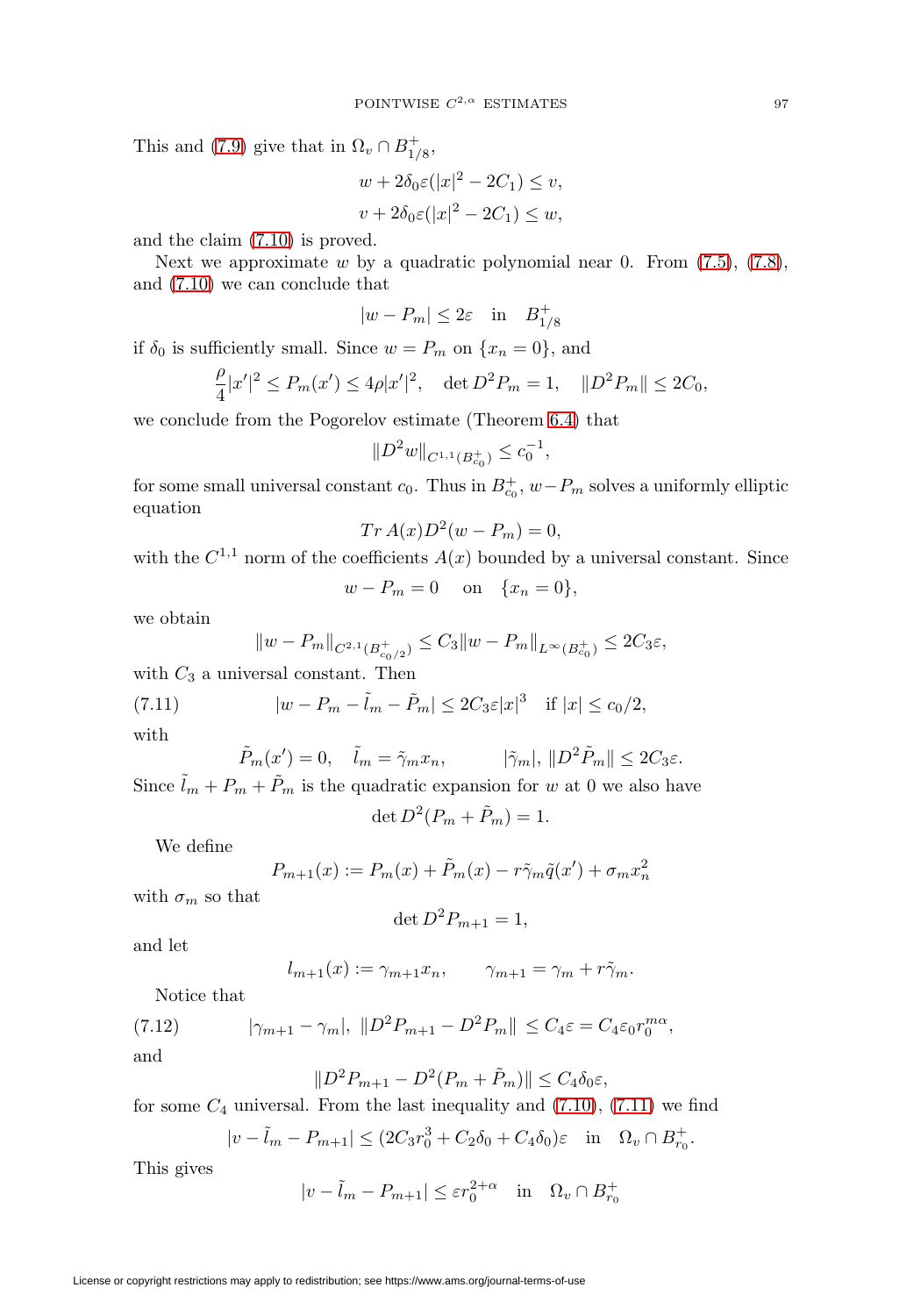This and (7.9) give that in $\Omega_v \cap B^+_{1/8}$,

$$w + 2\delta_0\varepsilon(|x|^2 - 2C_1) \le v,$$
$$v + 2\delta_0\varepsilon(|x|^2 - 2C_1) \le w,$$

and the claim (7.10) is proved.

Next we approximate $w$ by a quadratic polynomial near 0. From (7.5), (7.8), and (7.10) we can conclude that

$$|w - P_m| \le 2\varepsilon \quad \text{in} \quad B^+_{1/8}$$

if $\delta_0$ is sufficiently small. Since $w = P_m$ on $\{x_n = 0\}$, and

$$\frac{\rho}{4}|x'|^2 \le P_m(x') \le 4\rho|x'|^2, \quad \det D^2 P_m = 1, \quad \|D^2 P_m\| \le 2C_0,$$

we conclude from the Pogorelov estimate (Theorem 6.4) that

$$\|D^2 w\|_{C^{1,1}(B^+_{c_0})} \le c_0^{-1},$$

for some small universal constant $c_0$. Thus in $B^+_{c_0}$, $w - P_m$ solves a uniformly elliptic equation

$$Tr\, A(x) D^2(w - P_m) = 0,$$

with the $C^{1,1}$ norm of the coefficients $A(x)$ bounded by a universal constant. Since

$$w - P_m = 0 \quad \text{on} \quad \{x_n = 0\},$$

we obtain

$$\|w - P_m\|_{C^{2,1}(B^+_{c_0/2})} \le C_3 \|w - P_m\|_{L^\infty(B^+_{c_0})} \le 2C_3\varepsilon,$$

with $C_3$ a universal constant. Then

$$|w - P_m - \tilde{l}_m - \tilde{P}_m| \le 2C_3\varepsilon|x|^3 \quad \text{if } |x| \le c_0/2, \tag{7.11}$$

with

$$\tilde{P}_m(x') = 0, \quad \tilde{l}_m = \tilde{\gamma}_m x_n, \qquad |\tilde{\gamma}_m|, \, \|D^2 \tilde{P}_m\| \le 2C_3\varepsilon.$$

Since $\tilde{l}_m + P_m + \tilde{P}_m$ is the quadratic expansion for $w$ at 0 we also have

$$\det D^2(P_m + \tilde{P}_m) = 1.$$

We define

$$P_{m+1}(x) := P_m(x) + \tilde{P}_m(x) - r\tilde{\gamma}_m \tilde{q}(x') + \sigma_m x_n^2$$

with $\sigma_m$ so that

$$\det D^2 P_{m+1} = 1,$$

and let

$$l_{m+1}(x) := \gamma_{m+1} x_n, \qquad \gamma_{m+1} = \gamma_m + r\tilde{\gamma}_m.$$

Notice that

$$|\gamma_{m+1} - \gamma_m|, \; \|D^2 P_{m+1} - D^2 P_m\| \le C_4\varepsilon = C_4\varepsilon_0 r_0^{m\alpha}, \tag{7.12}$$

and

$$\|D^2 P_{m+1} - D^2(P_m + \tilde{P}_m)\| \le C_4\delta_0\varepsilon,$$

for some $C_4$ universal. From the last inequality and (7.10), (7.11) we find

$$|v - \tilde{l}_m - P_{m+1}| \le (2C_3 r_0^3 + C_2\delta_0 + C_4\delta_0)\varepsilon \quad \text{in} \quad \Omega_v \cap B^+_{r_0}.$$

This gives

$$|v - \tilde{l}_m - P_{m+1}| \le \varepsilon r_0^{2+\alpha} \quad \text{in} \quad \Omega_v \cap B^+_{r_0}$$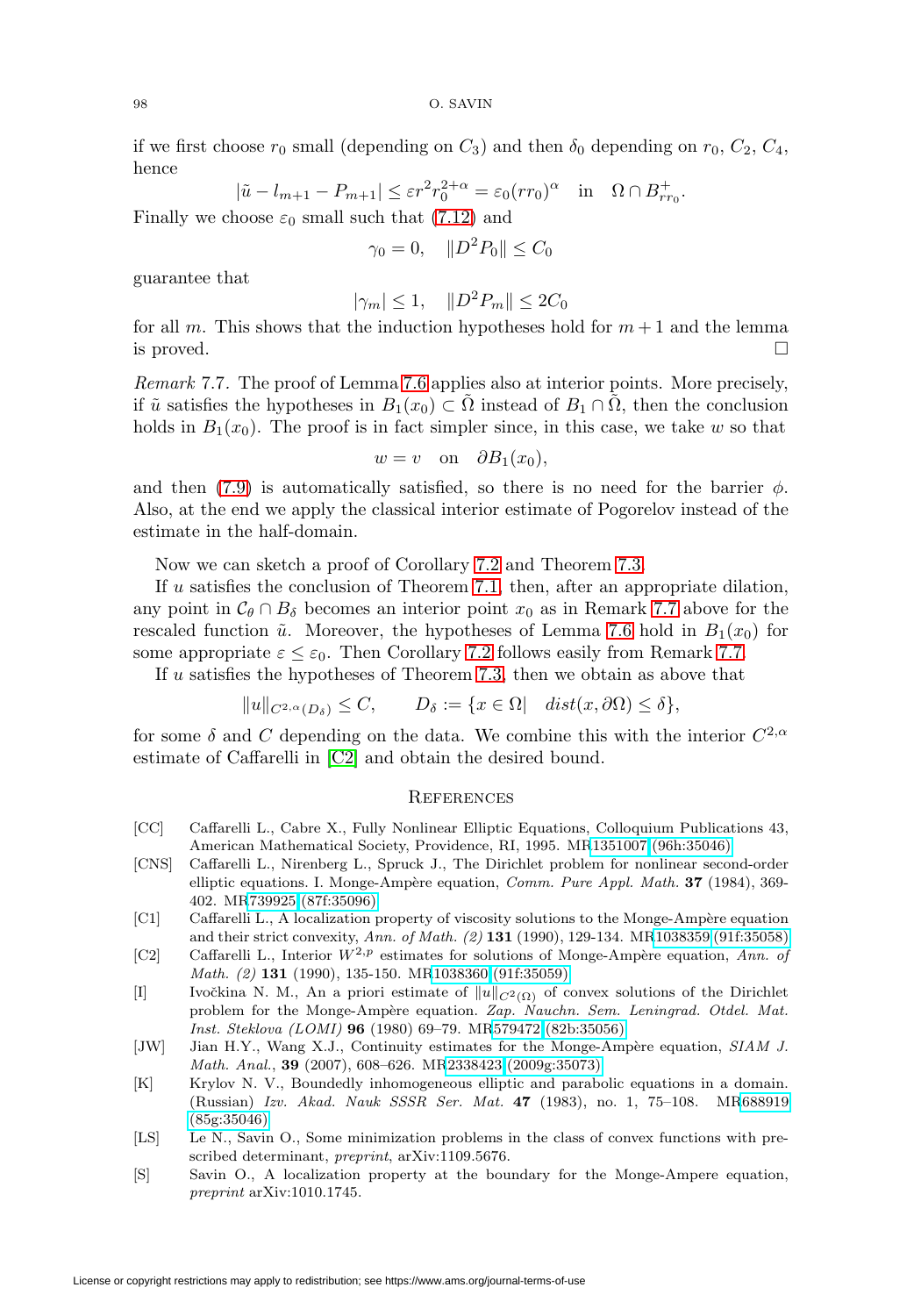if we first choose $r_0$ small (depending on $C_3$) and then $\delta_0$ depending on $r_0$, $C_2$, $C_4$, hence

$$|\tilde{u} - l_{m+1} - P_{m+1}| \leq \varepsilon r^2 r_0^{2+\alpha} = \varepsilon_0 (r r_0)^\alpha \quad \text{in} \quad \Omega \cap B^+_{r r_0}.$$

Finally we choose $\varepsilon_0$ small such that (7.12) and

$$\gamma_0 = 0, \quad \|D^2 P_0\| \leq C_0$$

guarantee that

$$|\gamma_m| \leq 1, \quad \|D^2 P_m\| \leq 2C_0$$

for all $m$. This shows that the induction hypotheses hold for $m+1$ and the lemma is proved. □

*Remark* 7.7. The proof of Lemma 7.6 applies also at interior points. More precisely, if $\tilde{u}$ satisfies the hypotheses in $B_1(x_0) \subset \tilde{\Omega}$ instead of $B_1 \cap \tilde{\Omega}$, then the conclusion holds in $B_1(x_0)$. The proof is in fact simpler since, in this case, we take $w$ so that

$$w = v \quad \text{on} \quad \partial B_1(x_0),$$

and then (7.9) is automatically satisfied, so there is no need for the barrier $\phi$. Also, at the end we apply the classical interior estimate of Pogorelov instead of the estimate in the half-domain.

Now we can sketch a proof of Corollary 7.2 and Theorem 7.3.

If $u$ satisfies the conclusion of Theorem 7.1, then, after an appropriate dilation, any point in $\mathcal{C}_\theta \cap B_\delta$ becomes an interior point $x_0$ as in Remark 7.7 above for the rescaled function $\tilde{u}$. Moreover, the hypotheses of Lemma 7.6 hold in $B_1(x_0)$ for some appropriate $\varepsilon \leq \varepsilon_0$. Then Corollary 7.2 follows easily from Remark 7.7.

If $u$ satisfies the hypotheses of Theorem 7.3, then we obtain as above that

$$\|u\|_{C^{2,\alpha}(D_\delta)} \leq C, \qquad D_\delta := \{x \in \Omega | \quad dist(x, \partial\Omega) \leq \delta\},$$

for some $\delta$ and $C$ depending on the data. We combine this with the interior $C^{2,\alpha}$ estimate of Caffarelli in [C2] and obtain the desired bound.

## References

- [CC] Caffarelli L., Cabre X., Fully Nonlinear Elliptic Equations, Colloquium Publications 43, American Mathematical Society, Providence, RI, 1995. MR1351007 (96h:35046)
- [CNS] Caffarelli L., Nirenberg L., Spruck J., The Dirichlet problem for nonlinear second-order elliptic equations. I. Monge-Ampère equation, *Comm. Pure Appl. Math.* **37** (1984), 369-402. MR739925 (87f:35096)
- [C1] Caffarelli L., A localization property of viscosity solutions to the Monge-Ampère equation and their strict convexity, *Ann. of Math. (2)* **131** (1990), 129-134. MR1038359 (91f:35058)
- [C2] Caffarelli L., Interior $W^{2,p}$ estimates for solutions of Monge-Ampère equation, *Ann. of Math. (2)* **131** (1990), 135-150. MR1038360 (91f:35059)
- [I] Ivočkina N. M., An a priori estimate of $\|u\|_{C^2(\bar{\Omega})}$ of convex solutions of the Dirichlet problem for the Monge-Ampère equation. *Zap. Nauchn. Sem. Leningrad. Otdel. Mat. Inst. Steklova (LOMI)* **96** (1980) 69–79. MR579472 (82b:35056)
- [JW] Jian H.Y., Wang X.J., Continuity estimates for the Monge-Ampère equation, *SIAM J. Math. Anal.*, **39** (2007), 608–626. MR2338423 (2009g:35073)
- [K] Krylov N. V., Boundedly inhomogeneous elliptic and parabolic equations in a domain. (Russian) *Izv. Akad. Nauk SSSR Ser. Mat.* **47** (1983), no. 1, 75–108. MR688919 (85g:35046)
- [LS] Le N., Savin O., Some minimization problems in the class of convex functions with prescribed determinant, *preprint*, arXiv:1109.5676.
- [S] Savin O., A localization property at the boundary for the Monge-Ampere equation, *preprint* arXiv:1010.1745.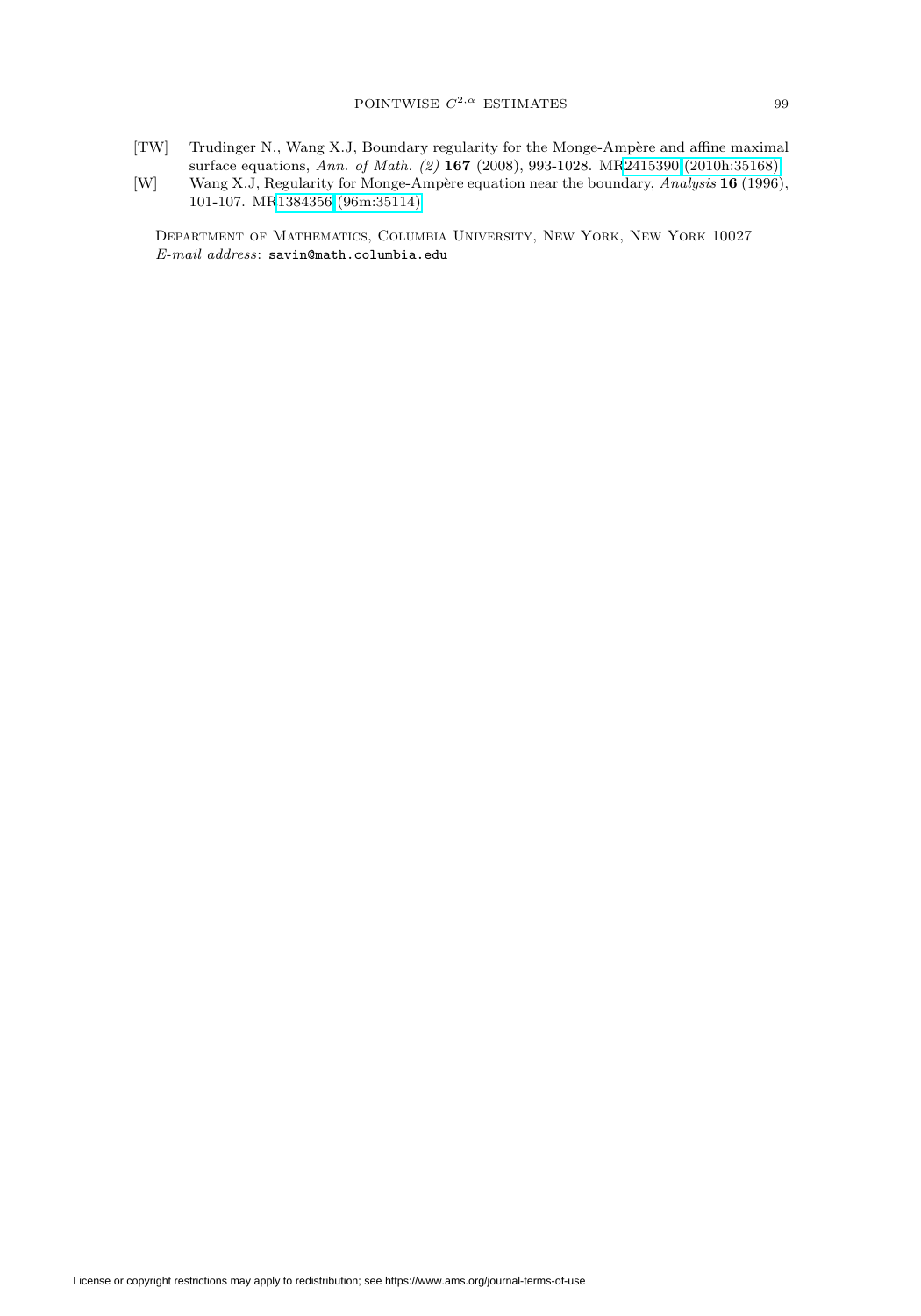[TW] Trudinger N., Wang X.J, Boundary regularity for the Monge-Ampère and affine maximal surface equations, *Ann. of Math. (2)* **167** (2008), 993-1028. MR2415390 (2010h:35168)

[W] Wang X.J, Regularity for Monge-Ampère equation near the boundary, *Analysis* **16** (1996), 101-107. MR1384356 (96m:35114)

Department of Mathematics, Columbia University, New York, New York 10027
*E-mail address*: savin@math.columbia.edu

License or copyright restrictions may apply to redistribution; see https://www.ams.org/journal-terms-of-use